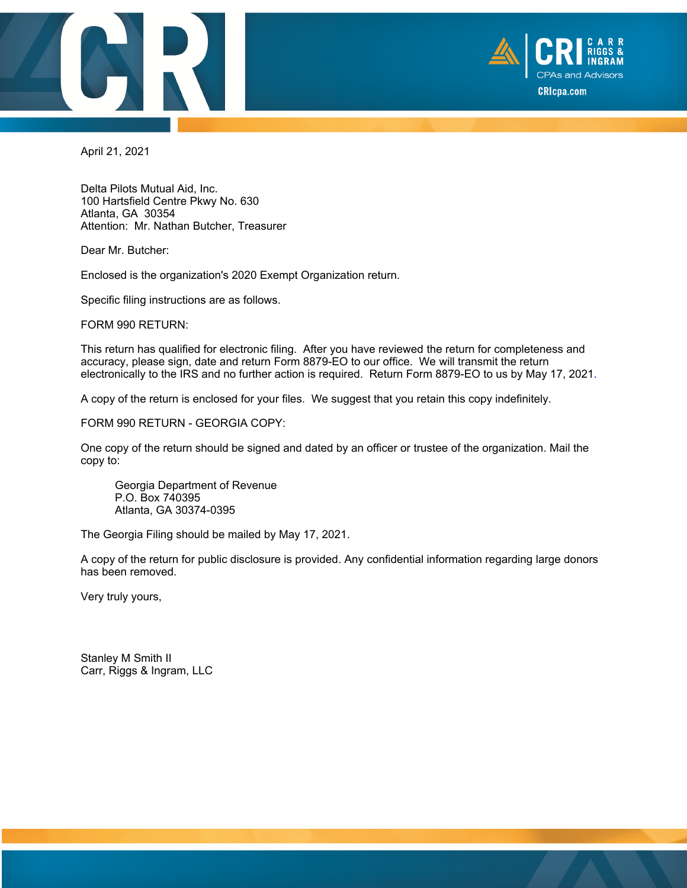April 21, 2021

Delta Pilots Mutual Aid, Inc.  
100 Hartsfield Centre Pkwy No. 630  
Atlanta, GA 30354  
Attention: Mr. Nathan Butcher, Treasurer

Dear Mr. Butcher:

Enclosed is the organization's 2020 Exempt Organization return.

Specific filing instructions are as follows.

FORM 990 RETURN:

This return has qualified for electronic filing. After you have reviewed the return for completeness and accuracy, please sign, date and return Form 8879-EO to our office. We will transmit the return electronically to the IRS and no further action is required. Return Form 8879-EO to us by May 17, 2021.

A copy of the return is enclosed for your files. We suggest that you retain this copy indefinitely.

FORM 990 RETURN - GEORGIA COPY:

One copy of the return should be signed and dated by an officer or trustee of the organization. Mail the copy to:

> Georgia Department of Revenue  
> P.O. Box 740395  
> Atlanta, GA 30374-0395

The Georgia Filing should be mailed by May 17, 2021.

A copy of the return for public disclosure is provided. Any confidential information regarding large donors has been removed.

Very truly yours,

Stanley M Smith II  
Carr, Riggs & Ingram, LLC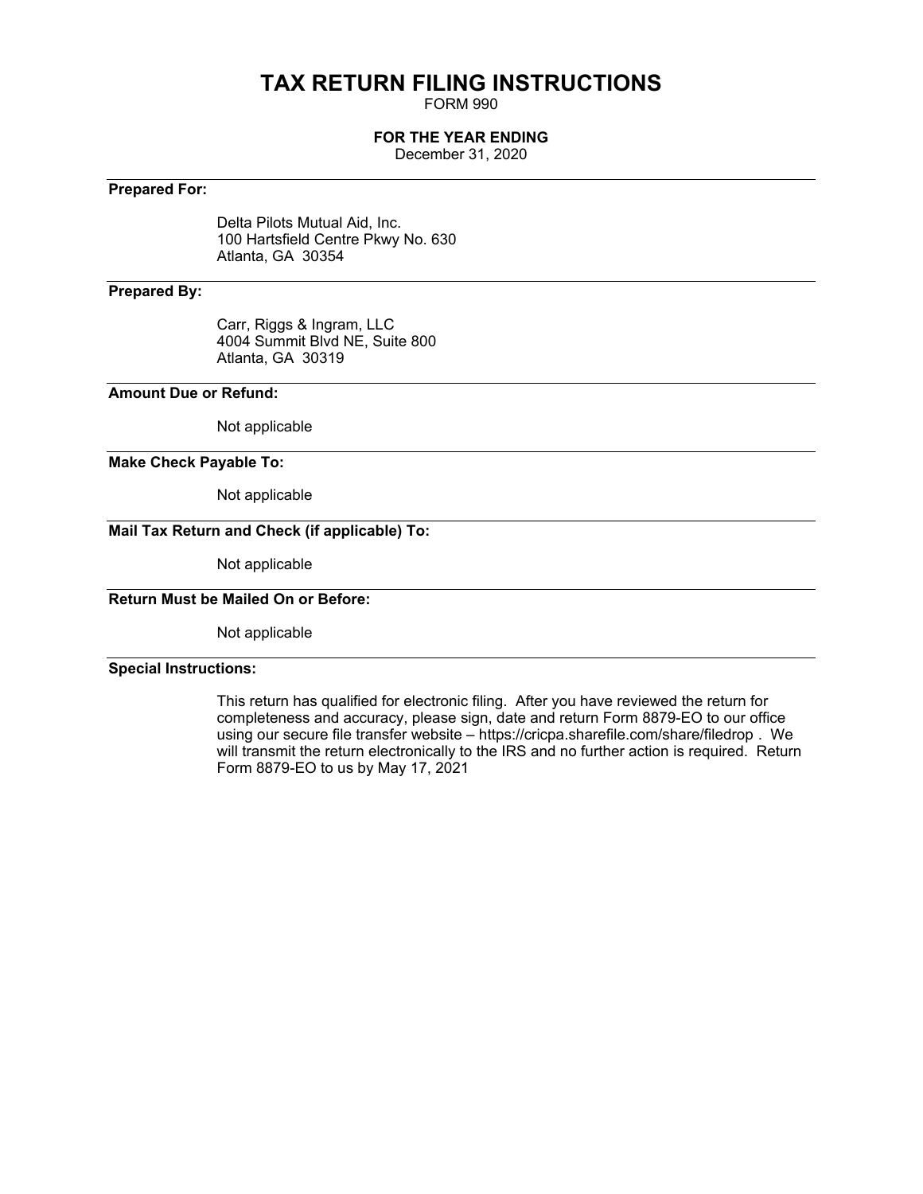# TAX RETURN FILING INSTRUCTIONS

FORM 990

**FOR THE YEAR ENDING**

December 31, 2020

---

**Prepared For:**

Delta Pilots Mutual Aid, Inc.
100 Hartsfield Centre Pkwy No. 630
Atlanta, GA 30354

---

**Prepared By:**

Carr, Riggs & Ingram, LLC
4004 Summit Blvd NE, Suite 800
Atlanta, GA 30319

---

**Amount Due or Refund:**

Not applicable

---

**Make Check Payable To:**

Not applicable

---

**Mail Tax Return and Check (if applicable) To:**

Not applicable

---

**Return Must be Mailed On or Before:**

Not applicable

---

**Special Instructions:**

This return has qualified for electronic filing. After you have reviewed the return for completeness and accuracy, please sign, date and return Form 8879-EO to our office using our secure file transfer website – https://cricpa.sharefile.com/share/filedrop . We will transmit the return electronically to the IRS and no further action is required. Return Form 8879-EO to us by May 17, 2021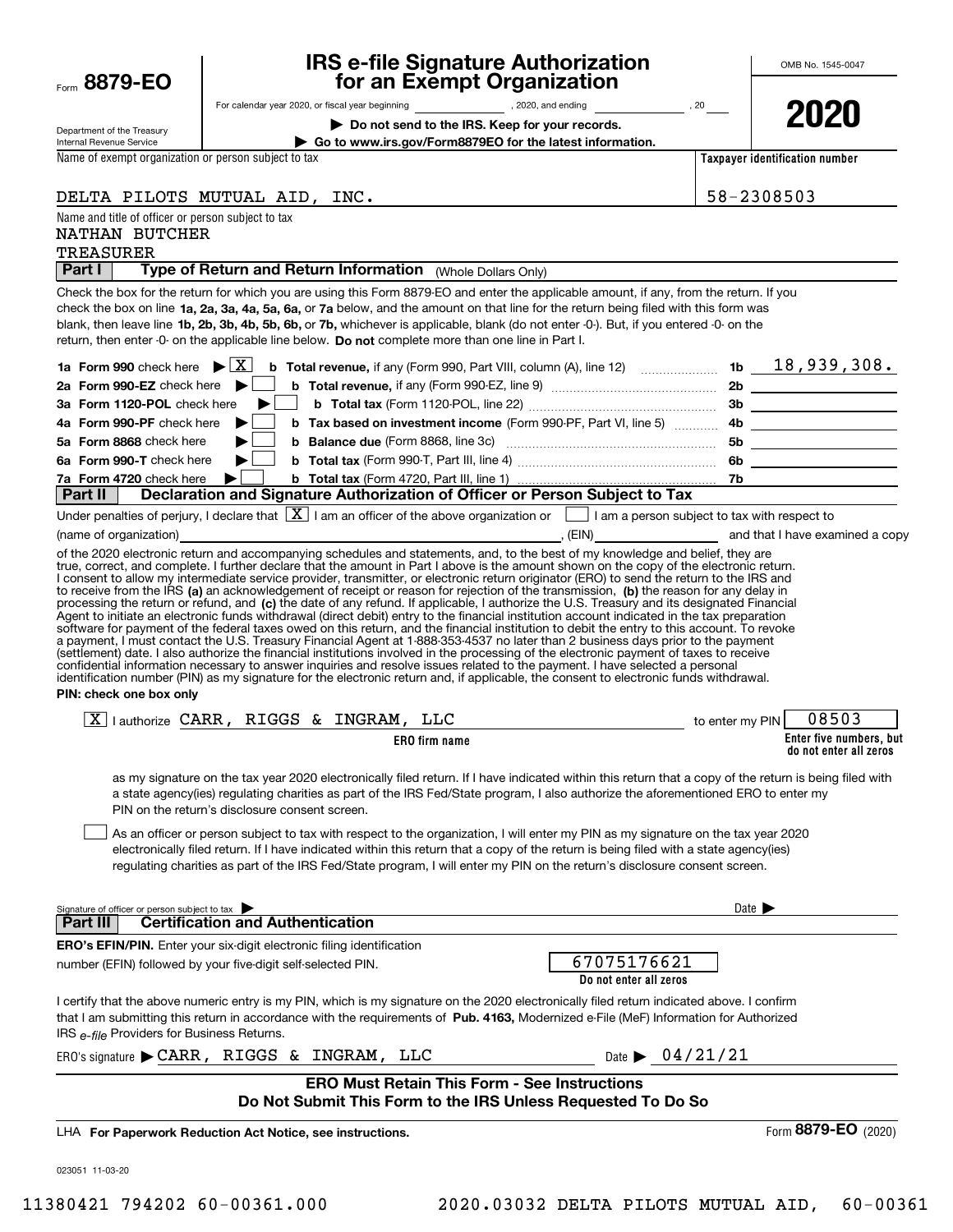Form **8879-EO**

Department of the Treasury
Internal Revenue Service

# IRS e-file Signature Authorization for an Exempt Organization

For calendar year 2020, or fiscal year beginning ____________, 2020, and ending ____________, 20____

▶ **Do not send to the IRS. Keep for your records.**

▶ **Go to www.irs.gov/Form8879EO for the latest information.**

OMB No. 1545-0047

**2020**

Name of exempt organization or person subject to tax: DELTA PILOTS MUTUAL AID, INC.

**Taxpayer identification number:** 58-2308503

Name and title of officer or person subject to tax:
NATHAN BUTCHER
TREASURER

## Part I — Type of Return and Return Information (Whole Dollars Only)

Check the box for the return for which you are using this Form 8879-EO and enter the applicable amount, if any, from the return. If you check the box on line **1a, 2a, 3a, 4a, 5a, 6a,** or **7a** below, and the amount on that line for the return being filed with this form was blank, then leave line **1b, 2b, 3b, 4b, 5b, 6b,** or **7b,** whichever is applicable, blank (do not enter -0-). But, if you entered -0- on the return, then enter -0- on the applicable line below. **Do not** complete more than one line in Part I.

| | | | |
|---|---|---|---|
| **1a Form 990** check here ▶ [X] | **b Total revenue,** if any (Form 990, Part VIII, column (A), line 12) | 1b | 18,939,308. |
| **2a Form 990-EZ** check here ▶ [ ] | **b Total revenue,** if any (Form 990-EZ, line 9) | 2b | |
| **3a Form 1120-POL** check here ▶ [ ] | **b Total tax** (Form 1120-POL, line 22) | 3b | |
| **4a Form 990-PF** check here ▶ [ ] | **b Tax based on investment income** (Form 990-PF, Part VI, line 5) | 4b | |
| **5a Form 8868** check here ▶ [ ] | **b Balance due** (Form 8868, line 3c) | 5b | |
| **6a Form 990-T** check here ▶ [ ] | **b Total tax** (Form 990-T, Part III, line 4) | 6b | |
| **7a Form 4720** check here ▶ [ ] | **b Total tax** (Form 4720, Part III, line 1) | 7b | |

## Part II — Declaration and Signature Authorization of Officer or Person Subject to Tax

Under penalties of perjury, I declare that [X] I am an officer of the above organization or [ ] I am a person subject to tax with respect to (name of organization) ____________, (EIN) ____________ and that I have examined a copy of the 2020 electronic return and accompanying schedules and statements, and, to the best of my knowledge and belief, they are true, correct, and complete. I further declare that the amount in Part I above is the amount shown on the copy of the electronic return. I consent to allow my intermediate service provider, transmitter, or electronic return originator (ERO) to send the return to the IRS and to receive from the IRS **(a)** an acknowledgement of receipt or reason for rejection of the transmission, **(b)** the reason for any delay in processing the return or refund, and **(c)** the date of any refund. If applicable, I authorize the U.S. Treasury and its designated Financial Agent to initiate an electronic funds withdrawal (direct debit) entry to the financial institution account indicated in the tax preparation software for payment of the federal taxes owed on this return, and the financial institution to debit the entry to this account. To revoke a payment, I must contact the U.S. Treasury Financial Agent at 1-888-353-4537 no later than 2 business days prior to the payment (settlement) date. I also authorize the financial institutions involved in the processing of the electronic payment of taxes to receive confidential information necessary to answer inquiries and resolve issues related to the payment. I have selected a personal identification number (PIN) as my signature for the electronic return and, if applicable, the consent to electronic funds withdrawal.

**PIN: check one box only**

[X] I authorize CARR, RIGGS & INGRAM, LLC (**ERO firm name**) to enter my PIN 08503 (**Enter five numbers, but do not enter all zeros**)

as my signature on the tax year 2020 electronically filed return. If I have indicated within this return that a copy of the return is being filed with a state agency(ies) regulating charities as part of the IRS Fed/State program, I also authorize the aforementioned ERO to enter my PIN on the return's disclosure consent screen.

[ ] As an officer or person subject to tax with respect to the organization, I will enter my PIN as my signature on the tax year 2020 electronically filed return. If I have indicated within this return that a copy of the return is being filed with a state agency(ies) regulating charities as part of the IRS Fed/State program, I will enter my PIN on the return's disclosure consent screen.

Signature of officer or person subject to tax ▶ ____________ Date ▶ ____________

## Part III — Certification and Authentication

**ERO's EFIN/PIN.** Enter your six-digit electronic filing identification number (EFIN) followed by your five-digit self-selected PIN.

67075176621
**Do not enter all zeros**

I certify that the above numeric entry is my PIN, which is my signature on the 2020 electronically filed return indicated above. I confirm that I am submitting this return in accordance with the requirements of **Pub. 4163,** Modernized e-File (MeF) Information for Authorized IRS *e-file* Providers for Business Returns.

ERO's signature ▶ CARR, RIGGS & INGRAM, LLC  Date ▶ 04/21/21

**ERO Must Retain This Form - See Instructions**
**Do Not Submit This Form to the IRS Unless Requested To Do So**

LHA **For Paperwork Reduction Act Notice, see instructions.**

Form **8879-EO** (2020)

023051 11-03-20

11380421 794202 60-00361.000 2020.03032 DELTA PILOTS MUTUAL AID, 60-00361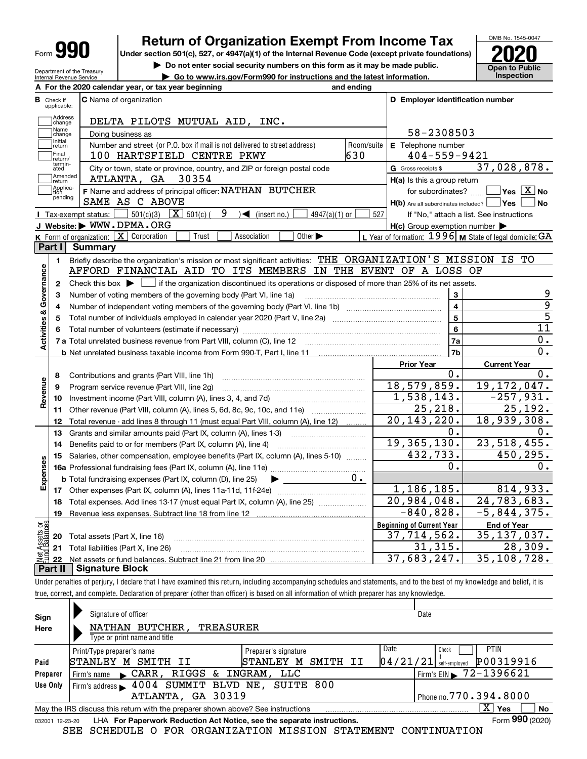Form **990** | **Return of Organization Exempt From Income Tax** | OMB No. 1545-0047

Under section 501(c), 527, or 4947(a)(1) of the Internal Revenue Code (except private foundations)

▶ Do not enter social security numbers on this form as it may be made public.

▶ Go to www.irs.gov/Form990 for instructions and the latest information.

Department of the Treasury Internal Revenue Service

**2020** Open to Public Inspection

**A** For the 2020 calendar year, or tax year beginning and ending

**B** Check if applicable: Address change, Name change, Initial return, Final return/terminated, Amended return, Application pending

**C** Name of organization: DELTA PILOTS MUTUAL AID, INC.

Doing business as

Number and street (or P.O. box if mail is not delivered to street address): 100 HARTSFIELD CENTRE PKWY — Room/suite: 630

City or town, state or province, country, and ZIP or foreign postal code: ATLANTA, GA 30354

**D** Employer identification number: 58-2308503

**E** Telephone number: 404-559-9421

**G** Gross receipts $ 37,028,878.

**F** Name and address of principal officer: NATHAN BUTCHER
SAME AS C ABOVE

**H(a)** Is this a group return for subordinates? ☐ Yes ☒ No

**H(b)** Are all subordinates included? ☐ Yes ☐ No — If "No," attach a list. See instructions

**H(c)** Group exemption number ▶

**I** Tax-exempt status: ☐ 501(c)(3) ☒ 501(c) ( 9 ) ◀ (insert no.) ☐ 4947(a)(1) or ☐ 527

**J** Website: ▶ WWW.DPMA.ORG

**K** Form of organization: ☒ Corporation ☐ Trust ☐ Association ☐ Other ▶

**L** Year of formation: 1996 **M** State of legal domicile: GA

## Part I Summary

**Activities & Governance**

1 Briefly describe the organization's mission or most significant activities: THE ORGANIZATION'S MISSION IS TO AFFORD FINANCIAL AID TO ITS MEMBERS IN THE EVENT OF A LOSS OF

2 Check this box ▶ ☐ if the organization discontinued its operations or disposed of more than 25% of its net assets.

| | | | |
|---|---|---|---|
| 3 | Number of voting members of the governing body (Part VI, line 1a) | 3 | 9 |
| 4 | Number of independent voting members of the governing body (Part VI, line 1b) | 4 | 9 |
| 5 | Total number of individuals employed in calendar year 2020 (Part V, line 2a) | 5 | 5 |
| 6 | Total number of volunteers (estimate if necessary) | 6 | 11 |
| 7a | Total unrelated business revenue from Part VIII, column (C), line 12 | 7a | 0. |
| b | Net unrelated business taxable income from Form 990-T, Part I, line 11 | 7b | 0. |

| | | | Prior Year | Current Year |
|---|---|---|---|---|
| **Revenue** | 8 | Contributions and grants (Part VIII, line 1h) | 0. | 0. |
| | 9 | Program service revenue (Part VIII, line 2g) | 18,579,859. | 19,172,047. |
| | 10 | Investment income (Part VIII, column (A), lines 3, 4, and 7d) | 1,538,143. | -257,931. |
| | 11 | Other revenue (Part VIII, column (A), lines 5, 6d, 8c, 9c, 10c, and 11e) | 25,218. | 25,192. |
| | 12 | Total revenue - add lines 8 through 11 (must equal Part VIII, column (A), line 12) | 20,143,220. | 18,939,308. |
| **Expenses** | 13 | Grants and similar amounts paid (Part IX, column (A), lines 1-3) | 0. | 0. |
| | 14 | Benefits paid to or for members (Part IX, column (A), line 4) | 19,365,130. | 23,518,455. |
| | 15 | Salaries, other compensation, employee benefits (Part IX, column (A), lines 5-10) | 432,733. | 450,295. |
| | 16a | Professional fundraising fees (Part IX, column (A), line 11e) | 0. | 0. |
| | b | Total fundraising expenses (Part IX, column (D), line 25) ▶ 0. | | |
| | 17 | Other expenses (Part IX, column (A), lines 11a-11d, 11f-24e) | 1,186,185. | 814,933. |
| | 18 | Total expenses. Add lines 13-17 (must equal Part IX, column (A), line 25) | 20,984,048. | 24,783,683. |
| | 19 | Revenue less expenses. Subtract line 18 from line 12 | -840,828. | -5,844,375. |

| | | | Beginning of Current Year | End of Year |
|---|---|---|---|---|
| **Net Assets or Fund Balances** | 20 | Total assets (Part X, line 16) | 37,714,562. | 35,137,037. |
| | 21 | Total liabilities (Part X, line 26) | 31,315. | 28,309. |
| | 22 | Net assets or fund balances. Subtract line 21 from line 20 | 37,683,247. | 35,108,728. |

## Part II Signature Block

Under penalties of perjury, I declare that I have examined this return, including accompanying schedules and statements, and to the best of my knowledge and belief, it is true, correct, and complete. Declaration of preparer (other than officer) is based on all information of which preparer has any knowledge.

**Sign Here**

Signature of officer — Date

NATHAN BUTCHER, TREASURER
Type or print name and title

**Paid Preparer Use Only**

| Print/Type preparer's name | Preparer's signature | Date | Check ☐ if self-employed | PTIN |
|---|---|---|---|---|
| STANLEY M SMITH II | STANLEY M SMITH II | 04/21/21 | | P00319916 |

Firm's name ▶ CARR, RIGGS & INGRAM, LLC — Firm's EIN ▶ 72-1396621

Firm's address ▶ 4004 SUMMIT BLVD NE, SUITE 800, ATLANTA, GA 30319 — Phone no. 770.394.8000

May the IRS discuss this return with the preparer shown above? See instructions ☒ Yes ☐ No

032001 12-23-20 LHA **For Paperwork Reduction Act Notice, see the separate instructions.** Form **990** (2020)

SEE SCHEDULE O FOR ORGANIZATION MISSION STATEMENT CONTINUATION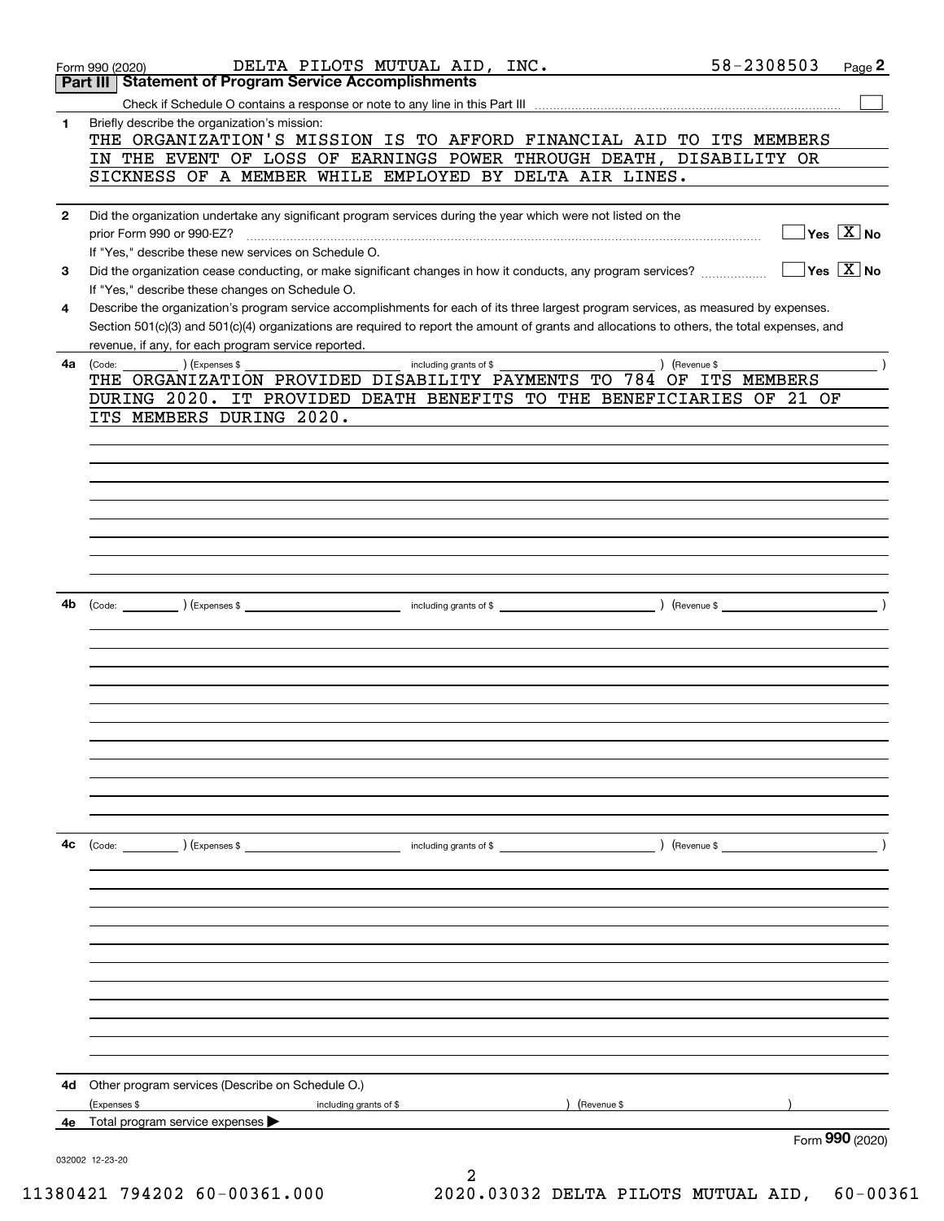Form 990 (2020) DELTA PILOTS MUTUAL AID, INC. 58-2308503 Page 2

## Part III Statement of Program Service Accomplishments

Check if Schedule O contains a response or note to any line in this Part III ☐

**1** Briefly describe the organization's mission:

THE ORGANIZATION'S MISSION IS TO AFFORD FINANCIAL AID TO ITS MEMBERS IN THE EVENT OF LOSS OF EARNINGS POWER THROUGH DEATH, DISABILITY OR SICKNESS OF A MEMBER WHILE EMPLOYED BY DELTA AIR LINES.

**2** Did the organization undertake any significant program services during the year which were not listed on the prior Form 990 or 990-EZ? ☐ Yes ☒ No

If "Yes," describe these new services on Schedule O.

**3** Did the organization cease conducting, or make significant changes in how it conducts, any program services? ☐ Yes ☒ No

If "Yes," describe these changes on Schedule O.

**4** Describe the organization's program service accomplishments for each of its three largest program services, as measured by expenses. Section 501(c)(3) and 501(c)(4) organizations are required to report the amount of grants and allocations to others, the total expenses, and revenue, if any, for each program service reported.

**4a** (Code: ) (Expenses $ including grants of $ ) (Revenue $ )

THE ORGANIZATION PROVIDED DISABILITY PAYMENTS TO 784 OF ITS MEMBERS DURING 2020. IT PROVIDED DEATH BENEFITS TO THE BENEFICIARIES OF 21 OF ITS MEMBERS DURING 2020.

**4b** (Code: ) (Expenses $ including grants of $ ) (Revenue $ )

**4c** (Code: ) (Expenses $ including grants of $ ) (Revenue $ )

**4d** Other program services (Describe on Schedule O.)

(Expenses $ including grants of $ ) (Revenue $ )

**4e** Total program service expenses ▶

Form 990 (2020)

032002 12-23-20

11380421 794202 60-00361.000 2020.03032 DELTA PILOTS MUTUAL AID, 60-00361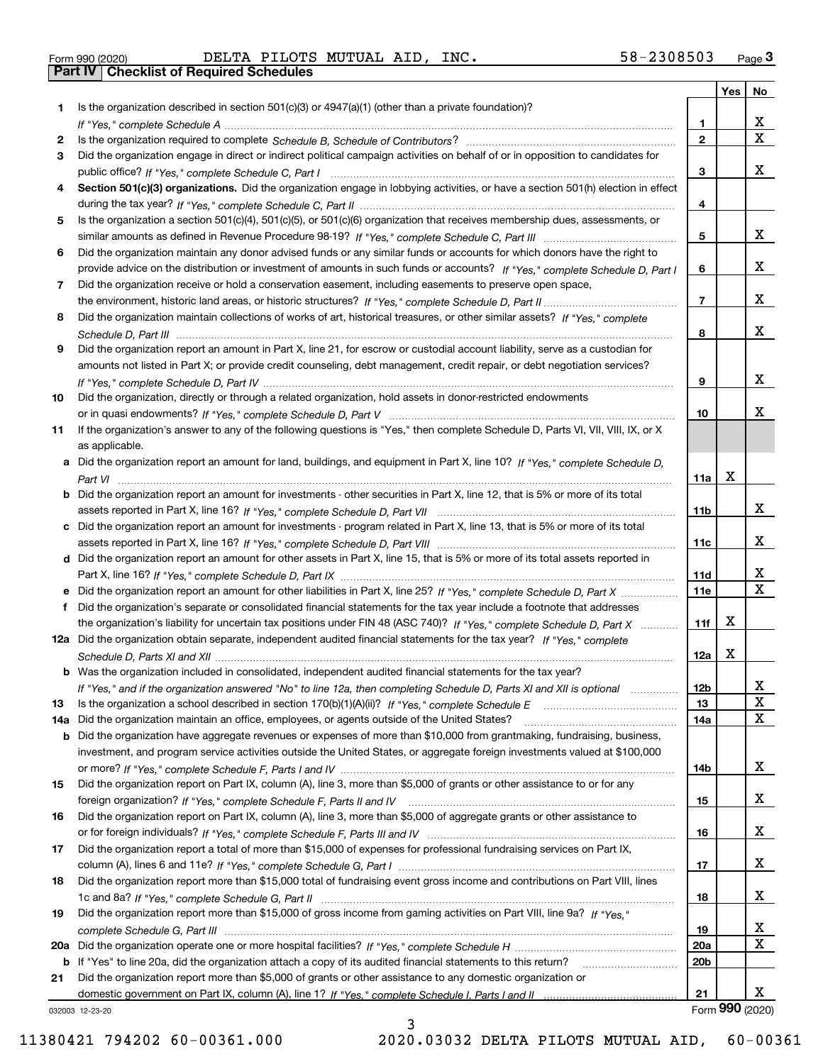Form 990 (2020) DELTA PILOTS MUTUAL AID, INC. 58-2308503 Page 3

## Part IV Checklist of Required Schedules

| | | | Yes | No |
|---|---|---|---|---|
| 1 | Is the organization described in section 501(c)(3) or 4947(a)(1) (other than a private foundation)? *If "Yes," complete Schedule A* | 1 | | X |
| 2 | Is the organization required to complete *Schedule B, Schedule of Contributors*? | 2 | | X |
| 3 | Did the organization engage in direct or indirect political campaign activities on behalf of or in opposition to candidates for public office? *If "Yes," complete Schedule C, Part I* | 3 | | X |
| 4 | **Section 501(c)(3) organizations.** Did the organization engage in lobbying activities, or have a section 501(h) election in effect during the tax year? *If "Yes," complete Schedule C, Part II* | 4 | | |
| 5 | Is the organization a section 501(c)(4), 501(c)(5), or 501(c)(6) organization that receives membership dues, assessments, or similar amounts as defined in Revenue Procedure 98-19? *If "Yes," complete Schedule C, Part III* | 5 | | X |
| 6 | Did the organization maintain any donor advised funds or any similar funds or accounts for which donors have the right to provide advice on the distribution or investment of amounts in such funds or accounts? *If "Yes," complete Schedule D, Part I* | 6 | | X |
| 7 | Did the organization receive or hold a conservation easement, including easements to preserve open space, the environment, historic land areas, or historic structures? *If "Yes," complete Schedule D, Part II* | 7 | | X |
| 8 | Did the organization maintain collections of works of art, historical treasures, or other similar assets? *If "Yes," complete Schedule D, Part III* | 8 | | X |
| 9 | Did the organization report an amount in Part X, line 21, for escrow or custodial account liability, serve as a custodian for amounts not listed in Part X; or provide credit counseling, debt management, credit repair, or debt negotiation services? *If "Yes," complete Schedule D, Part IV* | 9 | | X |
| 10 | Did the organization, directly or through a related organization, hold assets in donor-restricted endowments or in quasi endowments? *If "Yes," complete Schedule D, Part V* | 10 | | X |
| 11 | If the organization's answer to any of the following questions is "Yes," then complete Schedule D, Parts VI, VII, VIII, IX, or X as applicable. | | | |
| a | Did the organization report an amount for land, buildings, and equipment in Part X, line 10? *If "Yes," complete Schedule D, Part VI* | 11a | X | |
| b | Did the organization report an amount for investments - other securities in Part X, line 12, that is 5% or more of its total assets reported in Part X, line 16? *If "Yes," complete Schedule D, Part VII* | 11b | | X |
| c | Did the organization report an amount for investments - program related in Part X, line 13, that is 5% or more of its total assets reported in Part X, line 16? *If "Yes," complete Schedule D, Part VIII* | 11c | | X |
| d | Did the organization report an amount for other assets in Part X, line 15, that is 5% or more of its total assets reported in Part X, line 16? *If "Yes," complete Schedule D, Part IX* | 11d | | X |
| e | Did the organization report an amount for other liabilities in Part X, line 25? *If "Yes," complete Schedule D, Part X* | 11e | | X |
| f | Did the organization's separate or consolidated financial statements for the tax year include a footnote that addresses the organization's liability for uncertain tax positions under FIN 48 (ASC 740)? *If "Yes," complete Schedule D, Part X* | 11f | X | |
| 12a | Did the organization obtain separate, independent audited financial statements for the tax year? *If "Yes," complete Schedule D, Parts XI and XII* | 12a | X | |
| b | Was the organization included in consolidated, independent audited financial statements for the tax year? *If "Yes," and if the organization answered "No" to line 12a, then completing Schedule D, Parts XI and XII is optional* | 12b | | X |
| 13 | Is the organization a school described in section 170(b)(1)(A)(ii)? *If "Yes," complete Schedule E* | 13 | | X |
| 14a | Did the organization maintain an office, employees, or agents outside of the United States? | 14a | | X |
| b | Did the organization have aggregate revenues or expenses of more than $10,000 from grantmaking, fundraising, business, investment, and program service activities outside the United States, or aggregate foreign investments valued at $100,000 or more? *If "Yes," complete Schedule F, Parts I and IV* | 14b | | X |
| 15 | Did the organization report on Part IX, column (A), line 3, more than $5,000 of grants or other assistance to or for any foreign organization? *If "Yes," complete Schedule F, Parts II and IV* | 15 | | X |
| 16 | Did the organization report on Part IX, column (A), line 3, more than $5,000 of aggregate grants or other assistance to or for foreign individuals? *If "Yes," complete Schedule F, Parts III and IV* | 16 | | X |
| 17 | Did the organization report a total of more than $15,000 of expenses for professional fundraising services on Part IX, column (A), lines 6 and 11e? *If "Yes," complete Schedule G, Part I* | 17 | | X |
| 18 | Did the organization report more than $15,000 total of fundraising event gross income and contributions on Part VIII, lines 1c and 8a? *If "Yes," complete Schedule G, Part II* | 18 | | X |
| 19 | Did the organization report more than $15,000 of gross income from gaming activities on Part VIII, line 9a? *If "Yes," complete Schedule G, Part III* | 19 | | X |
| 20a | Did the organization operate one or more hospital facilities? *If "Yes," complete Schedule H* | 20a | | X |
| b | If "Yes" to line 20a, did the organization attach a copy of its audited financial statements to this return? | 20b | | |
| 21 | Did the organization report more than $5,000 of grants or other assistance to any domestic organization or domestic government on Part IX, column (A), line 1? *If "Yes," complete Schedule I, Parts I and II* | 21 | | X |

032003 12-23-20 Form **990** (2020)

11380421 794202 60-00361.000 2020.03032 DELTA PILOTS MUTUAL AID, 60-00361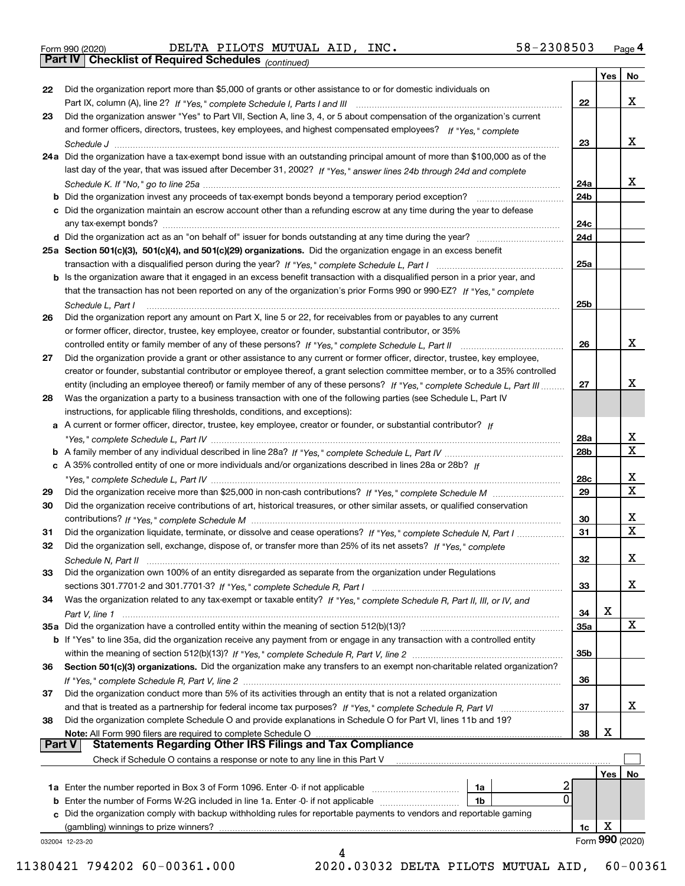Form 990 (2020) DELTA PILOTS MUTUAL AID, INC. 58-2308503 Page 4

**Part IV Checklist of Required Schedules** *(continued)*

| | | | Yes | No |
|---|---|---|---|---|
| 22 | Did the organization report more than $5,000 of grants or other assistance to or for domestic individuals on Part IX, column (A), line 2? *If "Yes," complete Schedule I, Parts I and III* | 22 | | X |
| 23 | Did the organization answer "Yes" to Part VII, Section A, line 3, 4, or 5 about compensation of the organization's current and former officers, directors, trustees, key employees, and highest compensated employees? *If "Yes," complete Schedule J* | 23 | | X |
| 24a | Did the organization have a tax-exempt bond issue with an outstanding principal amount of more than $100,000 as of the last day of the year, that was issued after December 31, 2002? *If "Yes," answer lines 24b through 24d and complete Schedule K. If "No," go to line 25a* | 24a | | X |
| b | Did the organization invest any proceeds of tax-exempt bonds beyond a temporary period exception? | 24b | | |
| c | Did the organization maintain an escrow account other than a refunding escrow at any time during the year to defease any tax-exempt bonds? | 24c | | |
| d | Did the organization act as an "on behalf of" issuer for bonds outstanding at any time during the year? | 24d | | |
| 25a | **Section 501(c)(3), 501(c)(4), and 501(c)(29) organizations.** Did the organization engage in an excess benefit transaction with a disqualified person during the year? *If "Yes," complete Schedule L, Part I* | 25a | | |
| b | Is the organization aware that it engaged in an excess benefit transaction with a disqualified person in a prior year, and that the transaction has not been reported on any of the organization's prior Forms 990 or 990-EZ? *If "Yes," complete Schedule L, Part I* | 25b | | |
| 26 | Did the organization report any amount on Part X, line 5 or 22, for receivables from or payables to any current or former officer, director, trustee, key employee, creator or founder, substantial contributor, or 35% controlled entity or family member of any of these persons? *If "Yes," complete Schedule L, Part II* | 26 | | X |
| 27 | Did the organization provide a grant or other assistance to any current or former officer, director, trustee, key employee, creator or founder, substantial contributor or employee thereof, a grant selection committee member, or to a 35% controlled entity (including an employee thereof) or family member of any of these persons? *If "Yes," complete Schedule L, Part III* | 27 | | X |
| 28 | Was the organization a party to a business transaction with one of the following parties (see Schedule L, Part IV instructions, for applicable filing thresholds, conditions, and exceptions): | | | |
| a | A current or former officer, director, trustee, key employee, creator or founder, or substantial contributor? *If "Yes," complete Schedule L, Part IV* | 28a | | X |
| b | A family member of any individual described in line 28a? *If "Yes," complete Schedule L, Part IV* | 28b | | X |
| c | A 35% controlled entity of one or more individuals and/or organizations described in lines 28a or 28b? *If "Yes," complete Schedule L, Part IV* | 28c | | X |
| 29 | Did the organization receive more than $25,000 in non-cash contributions? *If "Yes," complete Schedule M* | 29 | | X |
| 30 | Did the organization receive contributions of art, historical treasures, or other similar assets, or qualified conservation contributions? *If "Yes," complete Schedule M* | 30 | | X |
| 31 | Did the organization liquidate, terminate, or dissolve and cease operations? *If "Yes," complete Schedule N, Part I* | 31 | | X |
| 32 | Did the organization sell, exchange, dispose of, or transfer more than 25% of its net assets? *If "Yes," complete Schedule N, Part II* | 32 | | X |
| 33 | Did the organization own 100% of an entity disregarded as separate from the organization under Regulations sections 301.7701-2 and 301.7701-3? *If "Yes," complete Schedule R, Part I* | 33 | | X |
| 34 | Was the organization related to any tax-exempt or taxable entity? *If "Yes," complete Schedule R, Part II, III, or IV, and Part V, line 1* | 34 | X | |
| 35a | Did the organization have a controlled entity within the meaning of section 512(b)(13)? | 35a | | X |
| b | If "Yes" to line 35a, did the organization receive any payment from or engage in any transaction with a controlled entity within the meaning of section 512(b)(13)? *If "Yes," complete Schedule R, Part V, line 2* | 35b | | |
| 36 | **Section 501(c)(3) organizations.** Did the organization make any transfers to an exempt non-charitable related organization? *If "Yes," complete Schedule R, Part V, line 2* | 36 | | |
| 37 | Did the organization conduct more than 5% of its activities through an entity that is not a related organization and that is treated as a partnership for federal income tax purposes? *If "Yes," complete Schedule R, Part VI* | 37 | | X |
| 38 | Did the organization complete Schedule O and provide explanations in Schedule O for Part VI, lines 11b and 19? **Note:** All Form 990 filers are required to complete Schedule O | 38 | X | |

**Part V Statements Regarding Other IRS Filings and Tax Compliance**

Check if Schedule O contains a response or note to any line in this Part V ☐

| | | | | | Yes | No |
|---|---|---|---|---|---|---|
| 1a | Enter the number reported in Box 3 of Form 1096. Enter -0- if not applicable | 1a | 2 | | | |
| b | Enter the number of Forms W-2G included in line 1a. Enter -0- if not applicable | 1b | 0 | | | |
| c | Did the organization comply with backup withholding rules for reportable payments to vendors and reportable gaming (gambling) winnings to prize winners? | | | 1c | X | |

032004 12-23-20 Form **990** (2020)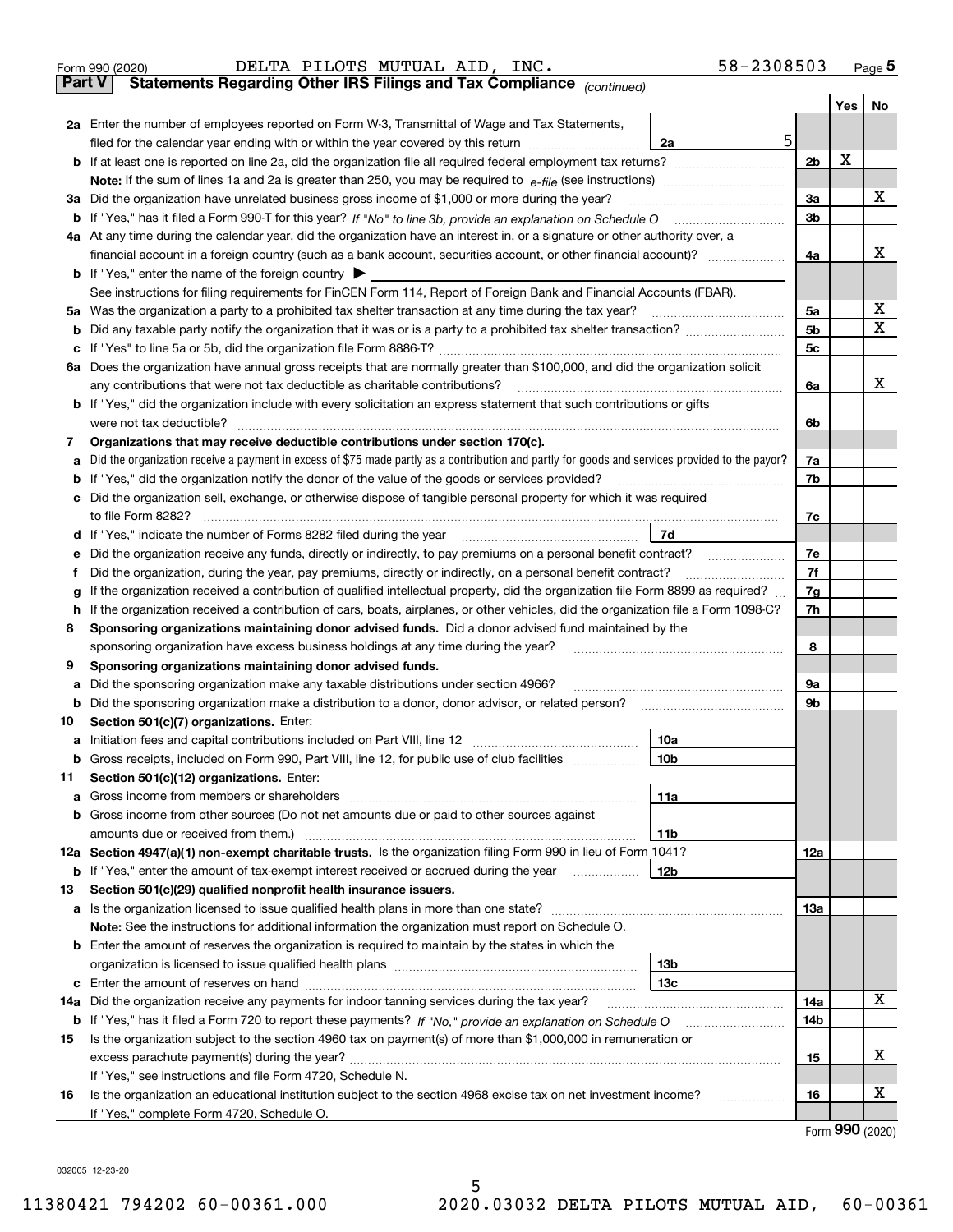Form 990 (2020) DELTA PILOTS MUTUAL AID, INC. 58-2308503 Page 5

**Part V Statements Regarding Other IRS Filings and Tax Compliance** *(continued)*

| | | | | Yes | No |
|---|---|---|---|---|---|
| **2a** | Enter the number of employees reported on Form W-3, Transmittal of Wage and Tax Statements, filed for the calendar year ending with or within the year covered by this return | 2a | 5 | | |
| **b** | If at least one is reported on line 2a, did the organization file all required federal employment tax returns? | | 2b | X | |
| | **Note:** If the sum of lines 1a and 2a is greater than 250, you may be required to *e-file* (see instructions) | | | | |
| **3a** | Did the organization have unrelated business gross income of $1,000 or more during the year? | | 3a | | X |
| **b** | If "Yes," has it filed a Form 990-T for this year? *If "No" to line 3b, provide an explanation on Schedule O* | | 3b | | |
| **4a** | At any time during the calendar year, did the organization have an interest in, or a signature or other authority over, a financial account in a foreign country (such as a bank account, securities account, or other financial account)? | | 4a | | X |
| **b** | If "Yes," enter the name of the foreign country ▶ | | | | |
| | See instructions for filing requirements for FinCEN Form 114, Report of Foreign Bank and Financial Accounts (FBAR). | | | | |
| **5a** | Was the organization a party to a prohibited tax shelter transaction at any time during the tax year? | | 5a | | X |
| **b** | Did any taxable party notify the organization that it was or is a party to a prohibited tax shelter transaction? | | 5b | | X |
| **c** | If "Yes" to line 5a or 5b, did the organization file Form 8886-T? | | 5c | | |
| **6a** | Does the organization have annual gross receipts that are normally greater than $100,000, and did the organization solicit any contributions that were not tax deductible as charitable contributions? | | 6a | | X |
| **b** | If "Yes," did the organization include with every solicitation an express statement that such contributions or gifts were not tax deductible? | | 6b | | |
| **7** | **Organizations that may receive deductible contributions under section 170(c).** | | | | |
| **a** | Did the organization receive a payment in excess of $75 made partly as a contribution and partly for goods and services provided to the payor? | | 7a | | |
| **b** | If "Yes," did the organization notify the donor of the value of the goods or services provided? | | 7b | | |
| **c** | Did the organization sell, exchange, or otherwise dispose of tangible personal property for which it was required to file Form 8282? | | 7c | | |
| **d** | If "Yes," indicate the number of Forms 8282 filed during the year | 7d | | | |
| **e** | Did the organization receive any funds, directly or indirectly, to pay premiums on a personal benefit contract? | | 7e | | |
| **f** | Did the organization, during the year, pay premiums, directly or indirectly, on a personal benefit contract? | | 7f | | |
| **g** | If the organization received a contribution of qualified intellectual property, did the organization file Form 8899 as required? | | 7g | | |
| **h** | If the organization received a contribution of cars, boats, airplanes, or other vehicles, did the organization file a Form 1098-C? | | 7h | | |
| **8** | **Sponsoring organizations maintaining donor advised funds.** Did a donor advised fund maintained by the sponsoring organization have excess business holdings at any time during the year? | | 8 | | |
| **9** | **Sponsoring organizations maintaining donor advised funds.** | | | | |
| **a** | Did the sponsoring organization make any taxable distributions under section 4966? | | 9a | | |
| **b** | Did the sponsoring organization make a distribution to a donor, donor advisor, or related person? | | 9b | | |
| **10** | **Section 501(c)(7) organizations.** Enter: | | | | |
| **a** | Initiation fees and capital contributions included on Part VIII, line 12 | 10a | | | |
| **b** | Gross receipts, included on Form 990, Part VIII, line 12, for public use of club facilities | 10b | | | |
| **11** | **Section 501(c)(12) organizations.** Enter: | | | | |
| **a** | Gross income from members or shareholders | 11a | | | |
| **b** | Gross income from other sources (Do not net amounts due or paid to other sources against amounts due or received from them.) | 11b | | | |
| **12a** | **Section 4947(a)(1) non-exempt charitable trusts.** Is the organization filing Form 990 in lieu of Form 1041? | | 12a | | |
| **b** | If "Yes," enter the amount of tax-exempt interest received or accrued during the year | 12b | | | |
| **13** | **Section 501(c)(29) qualified nonprofit health insurance issuers.** | | | | |
| **a** | Is the organization licensed to issue qualified health plans in more than one state? | | 13a | | |
| | **Note:** See the instructions for additional information the organization must report on Schedule O. | | | | |
| **b** | Enter the amount of reserves the organization is required to maintain by the states in which the organization is licensed to issue qualified health plans | 13b | | | |
| **c** | Enter the amount of reserves on hand | 13c | | | |
| **14a** | Did the organization receive any payments for indoor tanning services during the tax year? | | 14a | | X |
| **b** | If "Yes," has it filed a Form 720 to report these payments? *If "No," provide an explanation on Schedule O* | | 14b | | |
| **15** | Is the organization subject to the section 4960 tax on payment(s) of more than $1,000,000 in remuneration or excess parachute payment(s) during the year? | | 15 | | X |
| | If "Yes," see instructions and file Form 4720, Schedule N. | | | | |
| **16** | Is the organization an educational institution subject to the section 4968 excise tax on net investment income? | | 16 | | X |
| | If "Yes," complete Form 4720, Schedule O. | | | | |

Form **990** (2020)

032005 12-23-20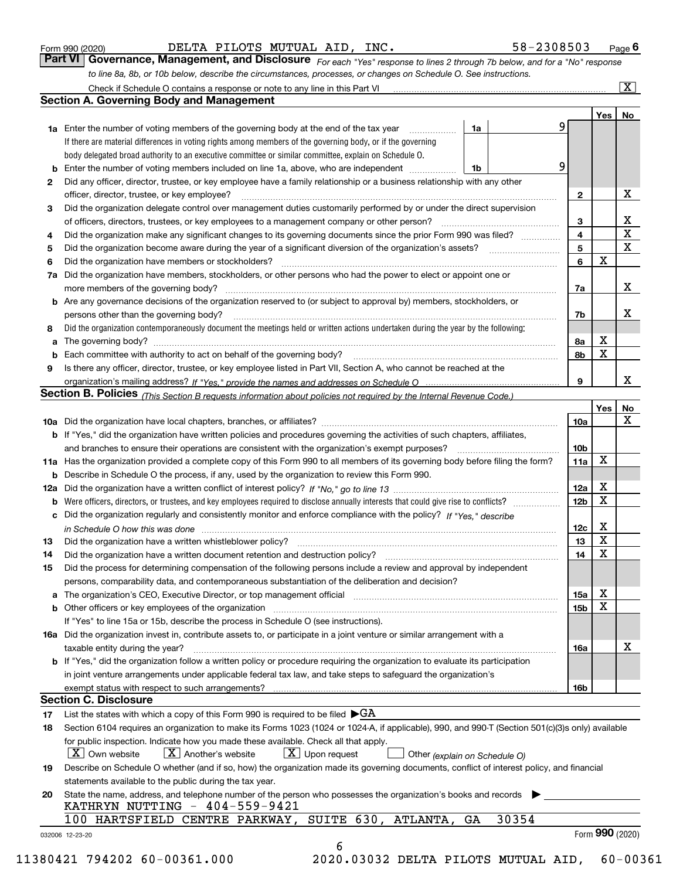Form 990 (2020) DELTA PILOTS MUTUAL AID, INC. 58-2308503 Page 6

## Part VI Governance, Management, and Disclosure

*For each "Yes" response to lines 2 through 7b below, and for a "No" response to line 8a, 8b, or 10b below, describe the circumstances, processes, or changes on Schedule O. See instructions.*

Check if Schedule O contains a response or note to any line in this Part VI [X]

### Section A. Governing Body and Management

| | | | | Yes | No |
|---|---|---|---|---|---|
| 1a | Enter the number of voting members of the governing body at the end of the tax year. If there are material differences in voting rights among members of the governing body, or if the governing body delegated broad authority to an executive committee or similar committee, explain on Schedule O. | 1a | 9 | | |
| b | Enter the number of voting members included on line 1a, above, who are independent | 1b | 9 | | |
| 2 | Did any officer, director, trustee, or key employee have a family relationship or a business relationship with any other officer, director, trustee, or key employee? | 2 | | | X |
| 3 | Did the organization delegate control over management duties customarily performed by or under the direct supervision of officers, directors, trustees, or key employees to a management company or other person? | 3 | | | X |
| 4 | Did the organization make any significant changes to its governing documents since the prior Form 990 was filed? | 4 | | | X |
| 5 | Did the organization become aware during the year of a significant diversion of the organization's assets? | 5 | | | X |
| 6 | Did the organization have members or stockholders? | 6 | | X | |
| 7a | Did the organization have members, stockholders, or other persons who had the power to elect or appoint one or more members of the governing body? | 7a | | | X |
| b | Are any governance decisions of the organization reserved to (or subject to approval by) members, stockholders, or persons other than the governing body? | 7b | | | X |
| 8 | Did the organization contemporaneously document the meetings held or written actions undertaken during the year by the following: | | | | |
| a | The governing body? | 8a | | X | |
| b | Each committee with authority to act on behalf of the governing body? | 8b | | X | |
| 9 | Is there any officer, director, trustee, or key employee listed in Part VII, Section A, who cannot be reached at the organization's mailing address? *If "Yes," provide the names and addresses on Schedule O* | 9 | | | X |

### Section B. Policies *(This Section B requests information about policies not required by the Internal Revenue Code.)*

| | | | Yes | No |
|---|---|---|---|---|
| 10a | Did the organization have local chapters, branches, or affiliates? | 10a | | X |
| b | If "Yes," did the organization have written policies and procedures governing the activities of such chapters, affiliates, and branches to ensure their operations are consistent with the organization's exempt purposes? | 10b | | |
| 11a | Has the organization provided a complete copy of this Form 990 to all members of its governing body before filing the form? | 11a | X | |
| b | Describe in Schedule O the process, if any, used by the organization to review this Form 990. | | | |
| 12a | Did the organization have a written conflict of interest policy? *If "No," go to line 13* | 12a | X | |
| b | Were officers, directors, or trustees, and key employees required to disclose annually interests that could give rise to conflicts? | 12b | X | |
| c | Did the organization regularly and consistently monitor and enforce compliance with the policy? *If "Yes," describe in Schedule O how this was done* | 12c | X | |
| 13 | Did the organization have a written whistleblower policy? | 13 | X | |
| 14 | Did the organization have a written document retention and destruction policy? | 14 | X | |
| 15 | Did the process for determining compensation of the following persons include a review and approval by independent persons, comparability data, and contemporaneous substantiation of the deliberation and decision? | | | |
| a | The organization's CEO, Executive Director, or top management official | 15a | X | |
| b | Other officers or key employees of the organization | 15b | X | |
| | If "Yes" to line 15a or 15b, describe the process in Schedule O (see instructions). | | | |
| 16a | Did the organization invest in, contribute assets to, or participate in a joint venture or similar arrangement with a taxable entity during the year? | 16a | | X |
| b | If "Yes," did the organization follow a written policy or procedure requiring the organization to evaluate its participation in joint venture arrangements under applicable federal tax law, and take steps to safeguard the organization's exempt status with respect to such arrangements? | 16b | | |

### Section C. Disclosure

17 List the states with which a copy of this Form 990 is required to be filed ▶GA

18 Section 6104 requires an organization to make its Forms 1023 (1024 or 1024-A, if applicable), 990, and 990-T (Section 501(c)(3)s only) available for public inspection. Indicate how you made these available. Check all that apply.

[X] Own website [X] Another's website [X] Upon request [ ] Other *(explain on Schedule O)*

19 Describe on Schedule O whether (and if so, how) the organization made its governing documents, conflict of interest policy, and financial statements available to the public during the tax year.

20 State the name, address, and telephone number of the person who possesses the organization's books and records ▶

KATHRYN NUTTING - 404-559-9421

100 HARTSFIELD CENTRE PARKWAY, SUITE 630, ATLANTA, GA 30354

032006 12-23-20 Form 990 (2020)

11380421 794202 60-00361.000 2020.03032 DELTA PILOTS MUTUAL AID, 60-00361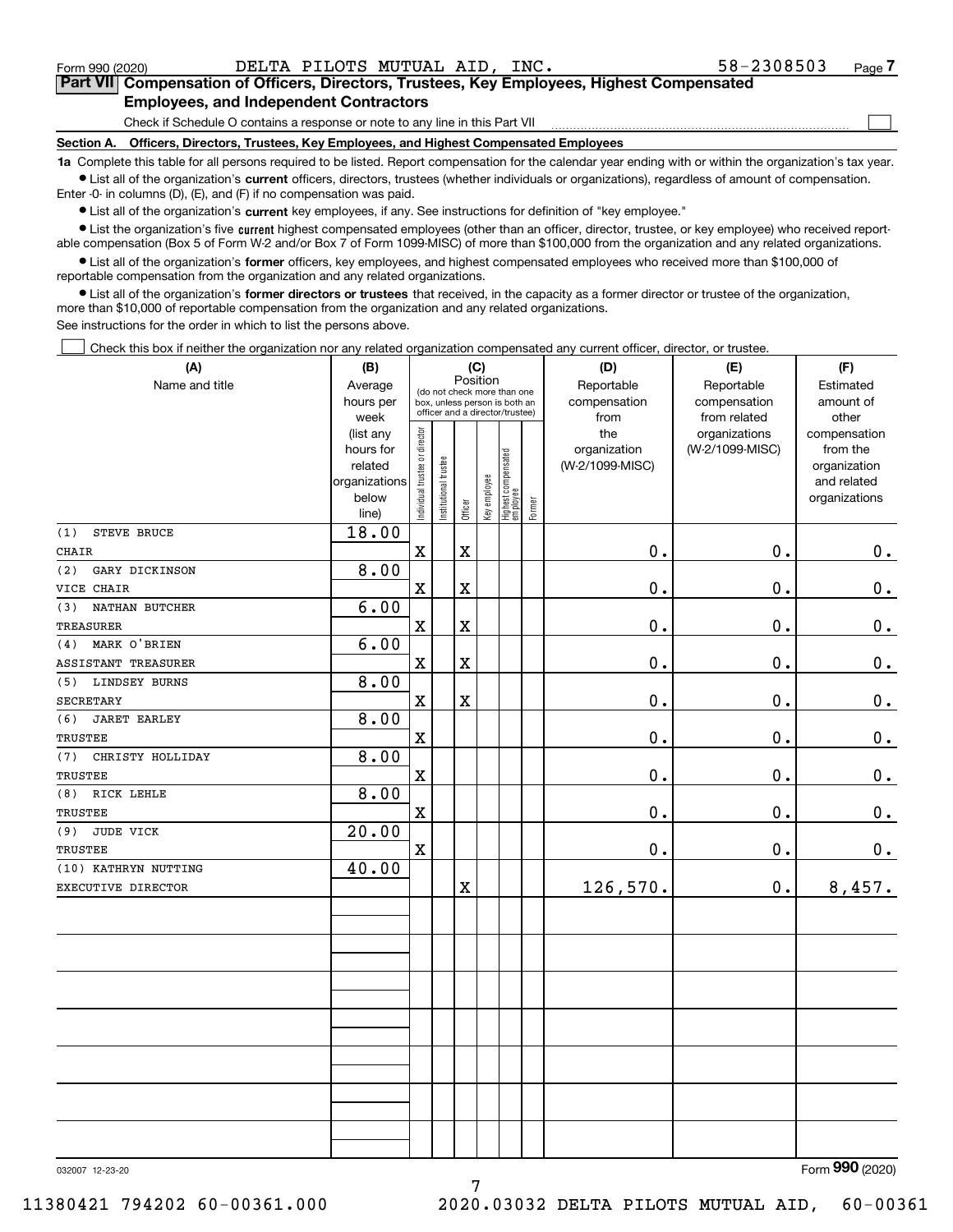Form 990 (2020) DELTA PILOTS MUTUAL AID, INC. 58-2308503

**Part VII Compensation of Officers, Directors, Trustees, Key Employees, Highest Compensated Employees, and Independent Contractors**

Check if Schedule O contains a response or note to any line in this Part VII ☐

**Section A. Officers, Directors, Trustees, Key Employees, and Highest Compensated Employees**

**1a** Complete this table for all persons required to be listed. Report compensation for the calendar year ending with or within the organization's tax year.

- List all of the organization's **current** officers, directors, trustees (whether individuals or organizations), regardless of amount of compensation. Enter -0- in columns (D), (E), and (F) if no compensation was paid.
- List all of the organization's **current** key employees, if any. See instructions for definition of "key employee."
- List the organization's five **current** highest compensated employees (other than an officer, director, trustee, or key employee) who received reportable compensation (Box 5 of Form W-2 and/or Box 7 of Form 1099-MISC) of more than $100,000 from the organization and any related organizations.
- List all of the organization's **former** officers, key employees, and highest compensated employees who received more than $100,000 of reportable compensation from the organization and any related organizations.
- List all of the organization's **former directors or trustees** that received, in the capacity as a former director or trustee of the organization, more than $10,000 of reportable compensation from the organization and any related organizations.

See instructions for the order in which to list the persons above.

☐ Check this box if neither the organization nor any related organization compensated any current officer, director, or trustee.

| (A) Name and title | (B) Average hours per week (list any hours for related organizations below line) | (C) Position: Individual trustee or director | Institutional trustee | Officer | Key employee | Highest compensated employee | Former | (D) Reportable compensation from the organization (W-2/1099-MISC) | (E) Reportable compensation from related organizations (W-2/1099-MISC) | (F) Estimated amount of other compensation from the organization and related organizations |
|---|---|---|---|---|---|---|---|---|---|---|
| (1) STEVE BRUCE<br>CHAIR | 18.00 | X | | X | | | | 0. | 0. | 0. |
| (2) GARY DICKINSON<br>VICE CHAIR | 8.00 | X | | X | | | | 0. | 0. | 0. |
| (3) NATHAN BUTCHER<br>TREASURER | 6.00 | X | | X | | | | 0. | 0. | 0. |
| (4) MARK O'BRIEN<br>ASSISTANT TREASURER | 6.00 | X | | X | | | | 0. | 0. | 0. |
| (5) LINDSEY BURNS<br>SECRETARY | 8.00 | X | | X | | | | 0. | 0. | 0. |
| (6) JARET EARLEY<br>TRUSTEE | 8.00 | X | | | | | | 0. | 0. | 0. |
| (7) CHRISTY HOLLIDAY<br>TRUSTEE | 8.00 | X | | | | | | 0. | 0. | 0. |
| (8) RICK LEHLE<br>TRUSTEE | 8.00 | X | | | | | | 0. | 0. | 0. |
| (9) JUDE VICK<br>TRUSTEE | 20.00 | X | | | | | | 0. | 0. | 0. |
| (10) KATHRYN NUTTING<br>EXECUTIVE DIRECTOR | 40.00 | | | X | | | | 126,570. | 0. | 8,457. |

032007 12-23-20 Form **990** (2020)

11380421 794202 60-00361.000 2020.03032 DELTA PILOTS MUTUAL AID, 60-00361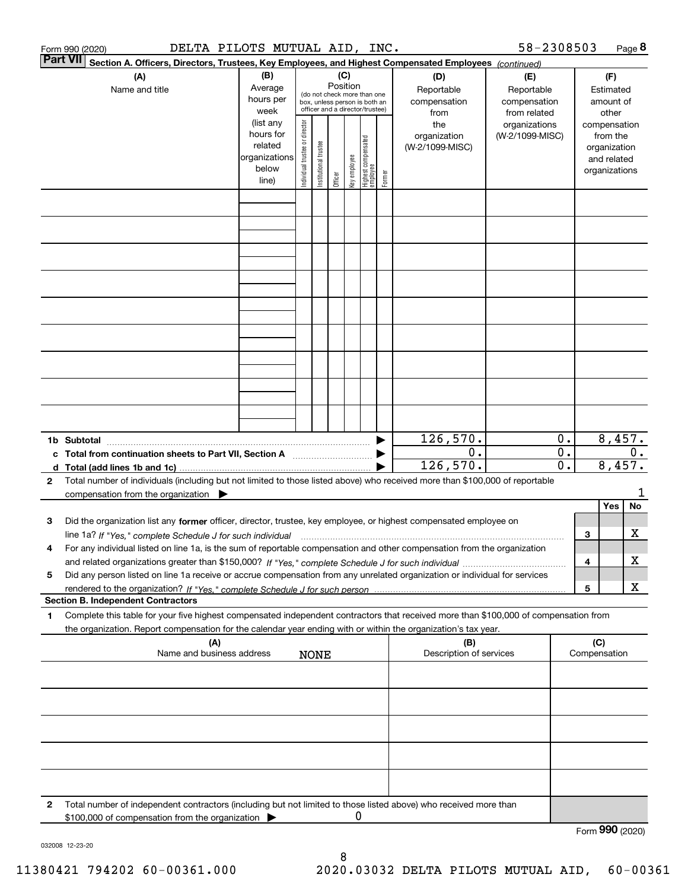Form 990 (2020) DELTA PILOTS MUTUAL AID, INC. 58-2308503 Page 8

**Part VII Section A. Officers, Directors, Trustees, Key Employees, and Highest Compensated Employees** *(continued)*

| (A) Name and title | (B) Average hours per week (list any hours for related organizations below line) | (C) Position: Individual trustee or director | Institutional trustee | Officer | Key employee | Highest compensated employee | Former | (D) Reportable compensation from the organization (W-2/1099-MISC) | (E) Reportable compensation from related organizations (W-2/1099-MISC) | (F) Estimated amount of other compensation from the organization and related organizations |
|---|---|---|---|---|---|---|---|---|---|---|
| | | | | | | | | | | |
| **1b Subtotal** | | | | | | | | 126,570. | 0. | 8,457. |
| **c Total from continuation sheets to Part VII, Section A** | | | | | | | | 0. | 0. | 0. |
| **d Total (add lines 1b and 1c)** | | | | | | | | 126,570. | 0. | 8,457. |

**2** Total number of individuals (including but not limited to those listed above) who received more than $100,000 of reportable compensation from the organization ▶ 1

| | | Yes | No |
|---|---|---|---|
| **3** Did the organization list any **former** officer, director, trustee, key employee, or highest compensated employee on line 1a? *If "Yes," complete Schedule J for such individual* | 3 | | X |
| **4** For any individual listed on line 1a, is the sum of reportable compensation and other compensation from the organization and related organizations greater than $150,000? *If "Yes," complete Schedule J for such individual* | 4 | | X |
| **5** Did any person listed on line 1a receive or accrue compensation from any unrelated organization or individual for services rendered to the organization? *If "Yes," complete Schedule J for such person* | 5 | | X |

**Section B. Independent Contractors**

**1** Complete this table for your five highest compensated independent contractors that received more than $100,000 of compensation from the organization. Report compensation for the calendar year ending with or within the organization's tax year.

| (A) Name and business address | (B) Description of services | (C) Compensation |
|---|---|---|
| NONE | | |
| | | |
| | | |
| | | |
| | | |

**2** Total number of independent contractors (including but not limited to those listed above) who received more than $100,000 of compensation from the organization ▶ 0

Form **990** (2020)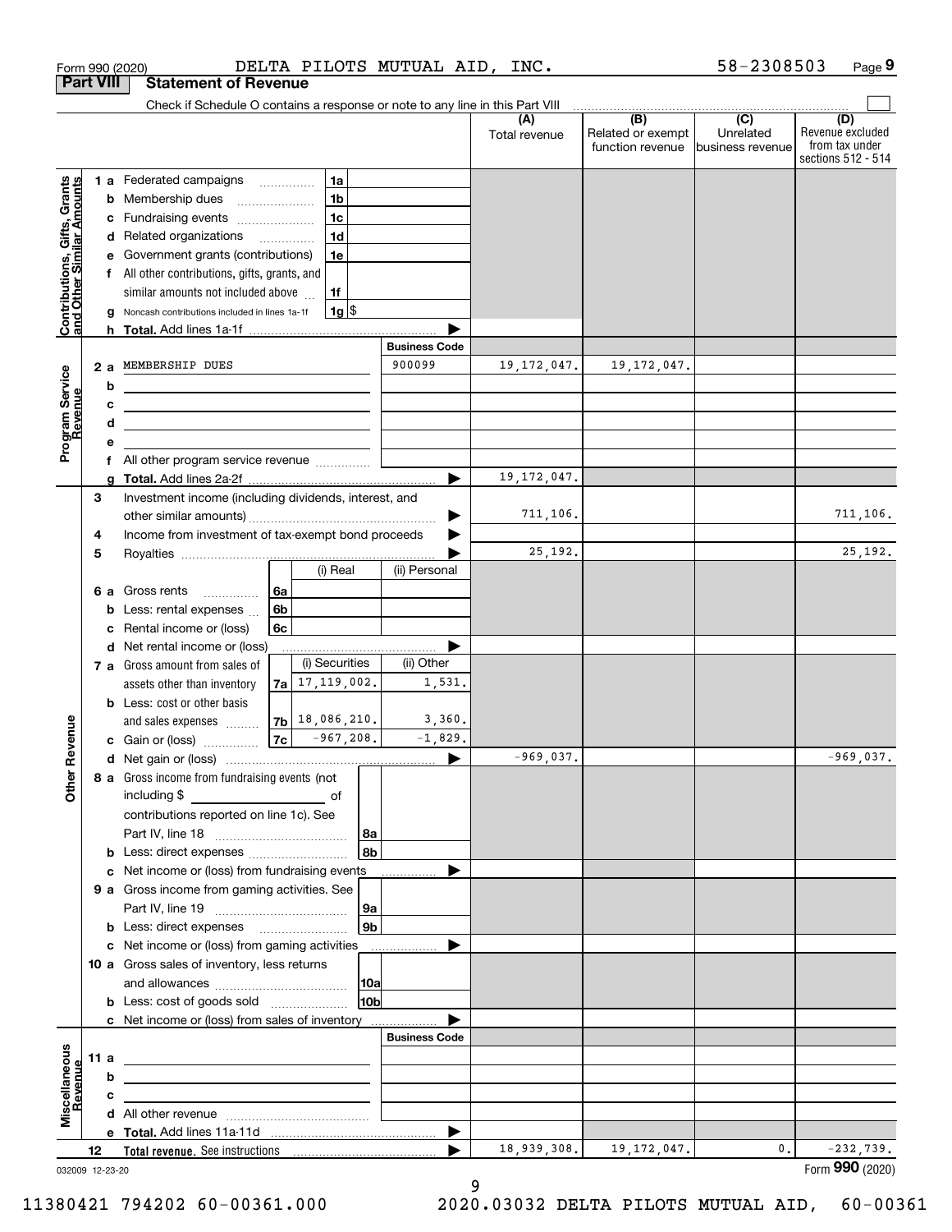Form 990 (2020) DELTA PILOTS MUTUAL AID, INC. 58-2308503 Page 9

## Part VIII Statement of Revenue

Check if Schedule O contains a response or note to any line in this Part VIII

| | | | (A) Total revenue | (B) Related or exempt function revenue | (C) Unrelated business revenue | (D) Revenue excluded from tax under sections 512 - 514 |
|---|---|---|---|---|---|---|
| **Contributions, Gifts, Grants and Other Similar Amounts** | 1 a Federated campaigns | 1a | | | | |
| | b Membership dues | 1b | | | | |
| | c Fundraising events | 1c | | | | |
| | d Related organizations | 1d | | | | |
| | e Government grants (contributions) | 1e | | | | |
| | f All other contributions, gifts, grants, and similar amounts not included above | 1f | | | | |
| | g Noncash contributions included in lines 1a-1f | 1g $ | | | | |
| | h **Total.** Add lines 1a-1f | | | | | |
| **Program Service Revenue** | | **Business Code** | | | | |
| | 2 a MEMBERSHIP DUES | 900099 | 19,172,047. | 19,172,047. | | |
| | b | | | | | |
| | c | | | | | |
| | d | | | | | |
| | e | | | | | |
| | f All other program service revenue | | | | | |
| | g **Total.** Add lines 2a-2f | | 19,172,047. | | | |
| **Other Revenue** | 3 Investment income (including dividends, interest, and other similar amounts) | | 711,106. | | | 711,106. |
| | 4 Income from investment of tax-exempt bond proceeds | | | | | |
| | 5 Royalties | | 25,192. | | | 25,192. |
| | | (i) Real / (ii) Personal | | | | |
| | 6 a Gross rents | 6a | | | | |
| | b Less: rental expenses | 6b | | | | |
| | c Rental income or (loss) | 6c | | | | |
| | d Net rental income or (loss) | | | | | |
| | | (i) Securities / (ii) Other | | | | |
| | 7 a Gross amount from sales of assets other than inventory | 7a 17,119,002. / 1,531. | | | | |
| | b Less: cost or other basis and sales expenses | 7b 18,086,210. / 3,360. | | | | |
| | c Gain or (loss) | 7c -967,208. / -1,829. | | | | |
| | d Net gain or (loss) | | -969,037. | | | -969,037. |
| | 8 a Gross income from fundraising events (not including $ ___ of contributions reported on line 1c). See Part IV, line 18 | 8a | | | | |
| | b Less: direct expenses | 8b | | | | |
| | c Net income or (loss) from fundraising events | | | | | |
| | 9 a Gross income from gaming activities. See Part IV, line 19 | 9a | | | | |
| | b Less: direct expenses | 9b | | | | |
| | c Net income or (loss) from gaming activities | | | | | |
| | 10 a Gross sales of inventory, less returns and allowances | 10a | | | | |
| | b Less: cost of goods sold | 10b | | | | |
| | c Net income or (loss) from sales of inventory | | | | | |
| **Miscellaneous Revenue** | | **Business Code** | | | | |
| | 11 a | | | | | |
| | b | | | | | |
| | c | | | | | |
| | d All other revenue | | | | | |
| | e **Total.** Add lines 11a-11d | | | | | |
| | 12 **Total revenue.** See instructions | | 18,939,308. | 19,172,047. | 0. | -232,739. |

032009 12-23-20 Form **990** (2020)

11380421 794202 60-00361.000 2020.03032 DELTA PILOTS MUTUAL AID, 60-00361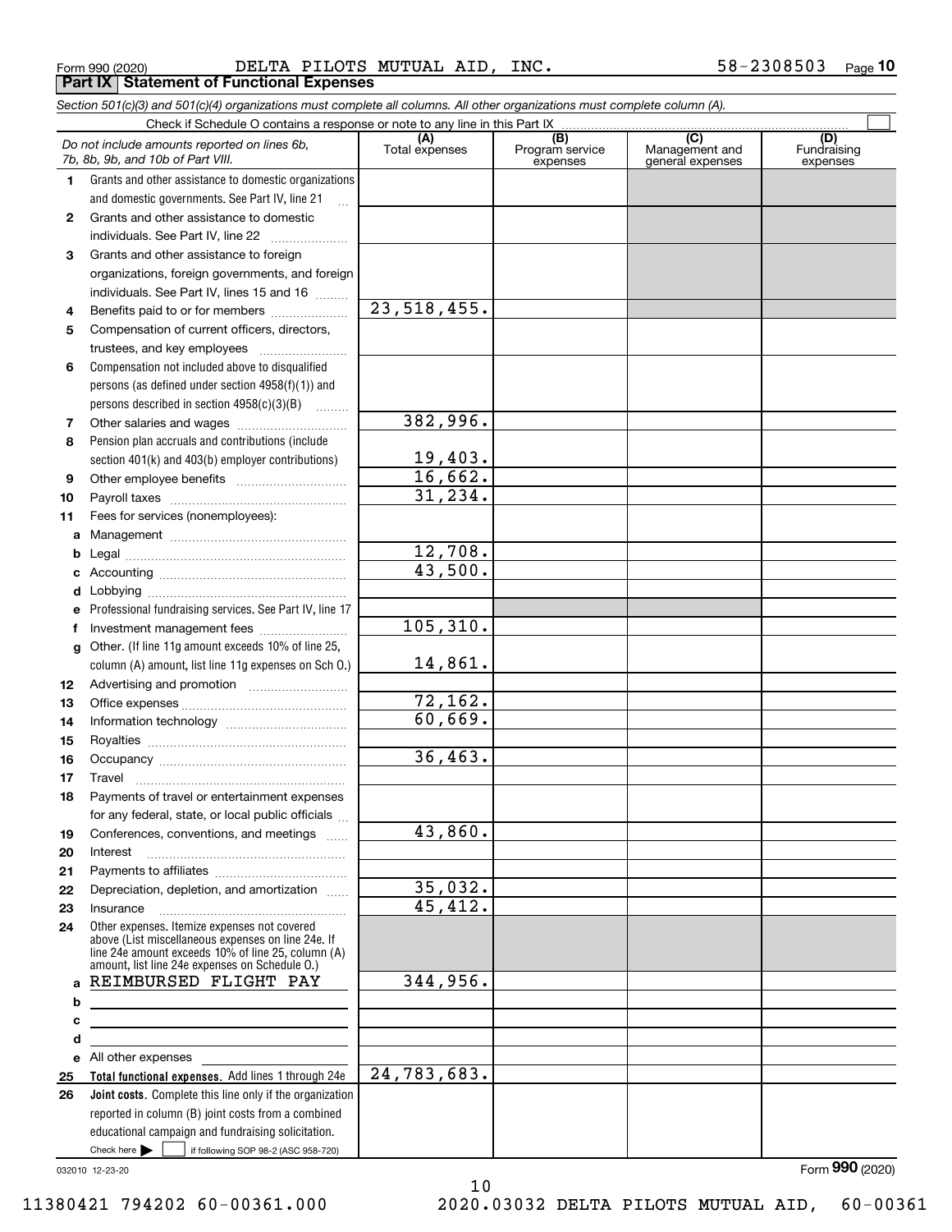Form 990 (2020) DELTA PILOTS MUTUAL AID, INC. 58-2308503 Page 10

## Part IX Statement of Functional Expenses

*Section 501(c)(3) and 501(c)(4) organizations must complete all columns. All other organizations must complete column (A).*

Check if Schedule O contains a response or note to any line in this Part IX ☐

| *Do not include amounts reported on lines 6b, 7b, 8b, 9b, and 10b of Part VIII.* | (A) Total expenses | (B) Program service expenses | (C) Management and general expenses | (D) Fundraising expenses |
|---|---|---|---|---|
| 1 Grants and other assistance to domestic organizations and domestic governments. See Part IV, line 21 | | | | |
| 2 Grants and other assistance to domestic individuals. See Part IV, line 22 | | | | |
| 3 Grants and other assistance to foreign organizations, foreign governments, and foreign individuals. See Part IV, lines 15 and 16 | | | | |
| 4 Benefits paid to or for members | 23,518,455. | | | |
| 5 Compensation of current officers, directors, trustees, and key employees | | | | |
| 6 Compensation not included above to disqualified persons (as defined under section 4958(f)(1)) and persons described in section 4958(c)(3)(B) | | | | |
| 7 Other salaries and wages | 382,996. | | | |
| 8 Pension plan accruals and contributions (include section 401(k) and 403(b) employer contributions) | 19,403. | | | |
| 9 Other employee benefits | 16,662. | | | |
| 10 Payroll taxes | 31,234. | | | |
| 11 Fees for services (nonemployees): | | | | |
| a Management | | | | |
| b Legal | 12,708. | | | |
| c Accounting | 43,500. | | | |
| d Lobbying | | | | |
| e Professional fundraising services. See Part IV, line 17 | | | | |
| f Investment management fees | 105,310. | | | |
| g Other. (If line 11g amount exceeds 10% of line 25, column (A) amount, list line 11g expenses on Sch O.) | 14,861. | | | |
| 12 Advertising and promotion | | | | |
| 13 Office expenses | 72,162. | | | |
| 14 Information technology | 60,669. | | | |
| 15 Royalties | | | | |
| 16 Occupancy | 36,463. | | | |
| 17 Travel | | | | |
| 18 Payments of travel or entertainment expenses for any federal, state, or local public officials | | | | |
| 19 Conferences, conventions, and meetings | 43,860. | | | |
| 20 Interest | | | | |
| 21 Payments to affiliates | | | | |
| 22 Depreciation, depletion, and amortization | 35,032. | | | |
| 23 Insurance | 45,412. | | | |
| 24 Other expenses. Itemize expenses not covered above (List miscellaneous expenses on line 24e. If line 24e amount exceeds 10% of line 25, column (A) amount, list line 24e expenses on Schedule O.) | | | | |
| a REIMBURSED FLIGHT PAY | 344,956. | | | |
| b | | | | |
| c | | | | |
| d | | | | |
| e All other expenses | | | | |
| 25 **Total functional expenses.** Add lines 1 through 24e | 24,783,683. | | | |
| 26 **Joint costs.** Complete this line only if the organization reported in column (B) joint costs from a combined educational campaign and fundraising solicitation. Check here ☐ if following SOP 98-2 (ASC 958-720) | | | | |

032010 12-23-20

Form **990** (2020)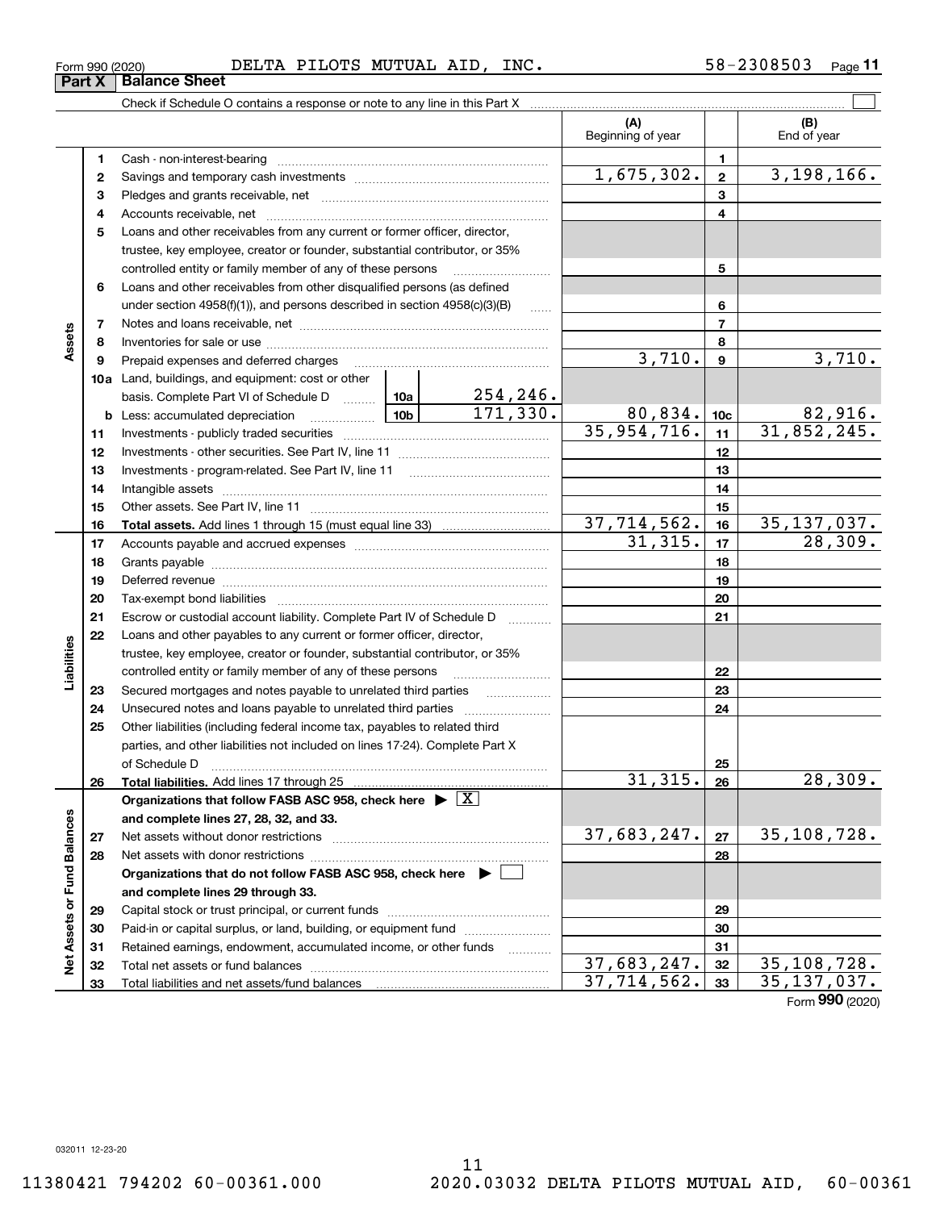Form 990 (2020) DELTA PILOTS MUTUAL AID, INC. 58-2308503

## Part X Balance Sheet

Check if Schedule O contains a response or note to any line in this Part X

| | | | | | (A) Beginning of year | | (B) End of year |
|---|---|---|---|---|---|---|---|
| **Assets** | 1 | Cash - non-interest-bearing | | | | 1 | |
| | 2 | Savings and temporary cash investments | | | 1,675,302. | 2 | 3,198,166. |
| | 3 | Pledges and grants receivable, net | | | | 3 | |
| | 4 | Accounts receivable, net | | | | 4 | |
| | 5 | Loans and other receivables from any current or former officer, director, trustee, key employee, creator or founder, substantial contributor, or 35% controlled entity or family member of any of these persons | | | | 5 | |
| | 6 | Loans and other receivables from other disqualified persons (as defined under section 4958(f)(1)), and persons described in section 4958(c)(3)(B) | | | | 6 | |
| | 7 | Notes and loans receivable, net | | | | 7 | |
| | 8 | Inventories for sale or use | | | | 8 | |
| | 9 | Prepaid expenses and deferred charges | | | 3,710. | 9 | 3,710. |
| | 10a | Land, buildings, and equipment: cost or other basis. Complete Part VI of Schedule D | 10a | 254,246. | | | |
| | b | Less: accumulated depreciation | 10b | 171,330. | 80,834. | 10c | 82,916. |
| | 11 | Investments - publicly traded securities | | | 35,954,716. | 11 | 31,852,245. |
| | 12 | Investments - other securities. See Part IV, line 11 | | | | 12 | |
| | 13 | Investments - program-related. See Part IV, line 11 | | | | 13 | |
| | 14 | Intangible assets | | | | 14 | |
| | 15 | Other assets. See Part IV, line 11 | | | | 15 | |
| | 16 | **Total assets.** Add lines 1 through 15 (must equal line 33) | | | 37,714,562. | 16 | 35,137,037. |
| **Liabilities** | 17 | Accounts payable and accrued expenses | | | 31,315. | 17 | 28,309. |
| | 18 | Grants payable | | | | 18 | |
| | 19 | Deferred revenue | | | | 19 | |
| | 20 | Tax-exempt bond liabilities | | | | 20 | |
| | 21 | Escrow or custodial account liability. Complete Part IV of Schedule D | | | | 21 | |
| | 22 | Loans and other payables to any current or former officer, director, trustee, key employee, creator or founder, substantial contributor, or 35% controlled entity or family member of any of these persons | | | | 22 | |
| | 23 | Secured mortgages and notes payable to unrelated third parties | | | | 23 | |
| | 24 | Unsecured notes and loans payable to unrelated third parties | | | | 24 | |
| | 25 | Other liabilities (including federal income tax, payables to related third parties, and other liabilities not included on lines 17-24). Complete Part X of Schedule D | | | | 25 | |
| | 26 | **Total liabilities.** Add lines 17 through 25 | | | 31,315. | 26 | 28,309. |
| **Net Assets or Fund Balances** | | **Organizations that follow FASB ASC 958, check here** [X] **and complete lines 27, 28, 32, and 33.** | | | | | |
| | 27 | Net assets without donor restrictions | | | 37,683,247. | 27 | 35,108,728. |
| | 28 | Net assets with donor restrictions | | | | 28 | |
| | | **Organizations that do not follow FASB ASC 958, check here** [ ] **and complete lines 29 through 33.** | | | | | |
| | 29 | Capital stock or trust principal, or current funds | | | | 29 | |
| | 30 | Paid-in or capital surplus, or land, building, or equipment fund | | | | 30 | |
| | 31 | Retained earnings, endowment, accumulated income, or other funds | | | | 31 | |
| | 32 | Total net assets or fund balances | | | 37,683,247. | 32 | 35,108,728. |
| | 33 | Total liabilities and net assets/fund balances | | | 37,714,562. | 33 | 35,137,037. |

Form **990** (2020)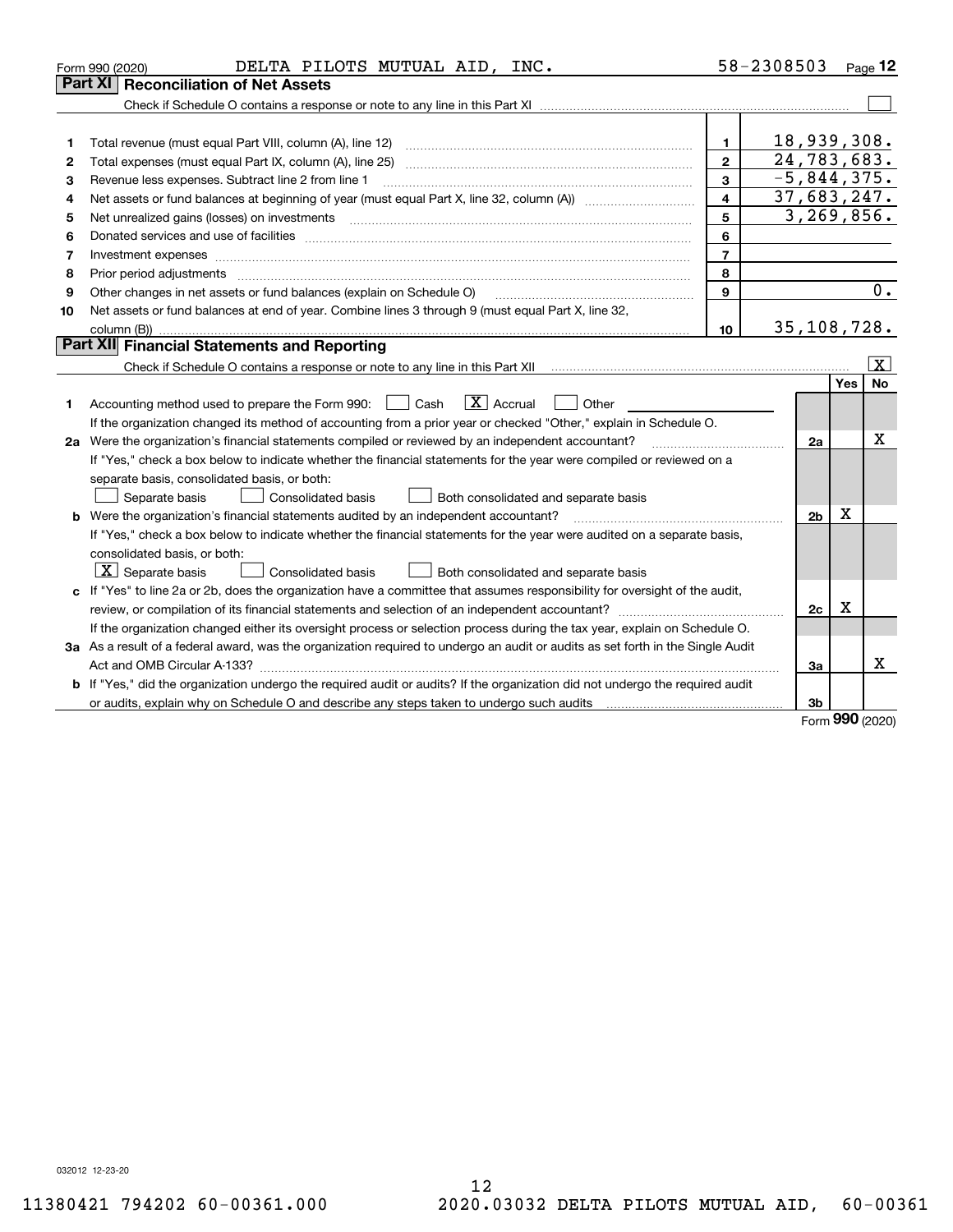Form 990 (2020) DELTA PILOTS MUTUAL AID, INC. 58-2308503 Page 12

## Part XI Reconciliation of Net Assets

Check if Schedule O contains a response or note to any line in this Part XI ☐

| | | | |
|---|---|---|---|
| 1 | Total revenue (must equal Part VIII, column (A), line 12) | 1 | 18,939,308. |
| 2 | Total expenses (must equal Part IX, column (A), line 25) | 2 | 24,783,683. |
| 3 | Revenue less expenses. Subtract line 2 from line 1 | 3 | -5,844,375. |
| 4 | Net assets or fund balances at beginning of year (must equal Part X, line 32, column (A)) | 4 | 37,683,247. |
| 5 | Net unrealized gains (losses) on investments | 5 | 3,269,856. |
| 6 | Donated services and use of facilities | 6 | |
| 7 | Investment expenses | 7 | |
| 8 | Prior period adjustments | 8 | |
| 9 | Other changes in net assets or fund balances (explain on Schedule O) | 9 | 0. |
| 10 | Net assets or fund balances at end of year. Combine lines 3 through 9 (must equal Part X, line 32, column (B)) | 10 | 35,108,728. |

## Part XII Financial Statements and Reporting

Check if Schedule O contains a response or note to any line in this Part XII ☒

| | | | Yes | No |
|---|---|---|---|---|
| 1 | Accounting method used to prepare the Form 990: ☐ Cash ☒ Accrual ☐ Other<br>If the organization changed its method of accounting from a prior year or checked "Other," explain in Schedule O. | | | |
| 2a | Were the organization's financial statements compiled or reviewed by an independent accountant?<br>If "Yes," check a box below to indicate whether the financial statements for the year were compiled or reviewed on a separate basis, consolidated basis, or both:<br>☐ Separate basis ☐ Consolidated basis ☐ Both consolidated and separate basis | 2a | | X |
| b | Were the organization's financial statements audited by an independent accountant?<br>If "Yes," check a box below to indicate whether the financial statements for the year were audited on a separate basis, consolidated basis, or both:<br>☒ Separate basis ☐ Consolidated basis ☐ Both consolidated and separate basis | 2b | X | |
| c | If "Yes" to line 2a or 2b, does the organization have a committee that assumes responsibility for oversight of the audit, review, or compilation of its financial statements and selection of an independent accountant?<br>If the organization changed either its oversight process or selection process during the tax year, explain on Schedule O. | 2c | X | |
| 3a | As a result of a federal award, was the organization required to undergo an audit or audits as set forth in the Single Audit Act and OMB Circular A-133? | 3a | | X |
| b | If "Yes," did the organization undergo the required audit or audits? If the organization did not undergo the required audit or audits, explain why on Schedule O and describe any steps taken to undergo such audits | 3b | | |

Form 990 (2020)

032012 12-23-20

11380421 794202 60-00361.000 2020.03032 DELTA PILOTS MUTUAL AID, 60-00361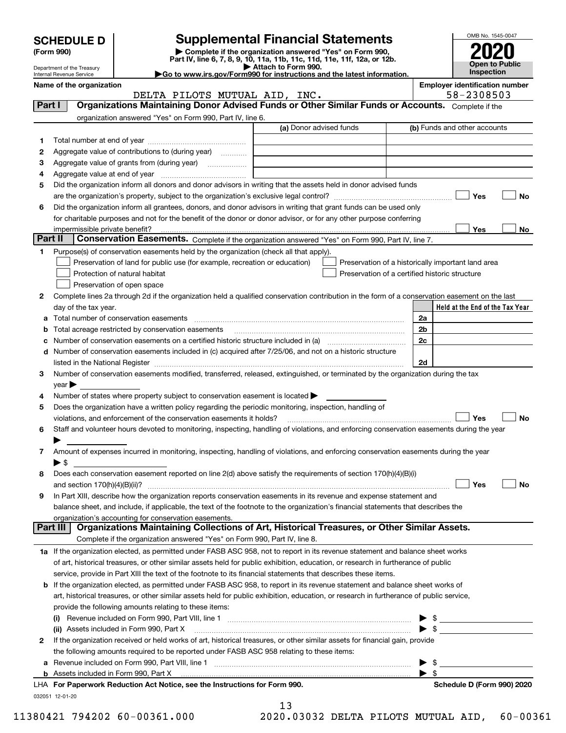# SCHEDULE D (Form 990)

Department of the Treasury
Internal Revenue Service

## Supplemental Financial Statements

▶ Complete if the organization answered "Yes" on Form 990, Part IV, line 6, 7, 8, 9, 10, 11a, 11b, 11c, 11d, 11e, 11f, 12a, or 12b.
▶ Attach to Form 990.
▶Go to www.irs.gov/Form990 for instructions and the latest information.

OMB No. 1545-0047

**2020**

**Open to Public Inspection**

**Name of the organization:** DELTA PILOTS MUTUAL AID, INC.

**Employer identification number:** 58-2308503

## Part I Organizations Maintaining Donor Advised Funds or Other Similar Funds or Accounts.

Complete if the organization answered "Yes" on Form 990, Part IV, line 6.

| | | (a) Donor advised funds | (b) Funds and other accounts |
|---|---|---|---|
| 1 | Total number at end of year | | |
| 2 | Aggregate value of contributions to (during year) | | |
| 3 | Aggregate value of grants from (during year) | | |
| 4 | Aggregate value at end of year | | |

5 Did the organization inform all donors and donor advisors in writing that the assets held in donor advised funds are the organization's property, subject to the organization's exclusive legal control? ☐ Yes ☐ No

6 Did the organization inform all grantees, donors, and donor advisors in writing that grant funds can be used only for charitable purposes and not for the benefit of the donor or donor advisor, or for any other purpose conferring impermissible private benefit? ☐ Yes ☐ No

## Part II Conservation Easements.

Complete if the organization answered "Yes" on Form 990, Part IV, line 7.

1 Purpose(s) of conservation easements held by the organization (check all that apply).

- ☐ Preservation of land for public use (for example, recreation or education)
- ☐ Protection of natural habitat
- ☐ Preservation of open space
- ☐ Preservation of a historically important land area
- ☐ Preservation of a certified historic structure

2 Complete lines 2a through 2d if the organization held a qualified conservation contribution in the form of a conservation easement on the last day of the tax year.

| | | | Held at the End of the Tax Year |
|---|---|---|---|
| a | Total number of conservation easements | 2a | |
| b | Total acreage restricted by conservation easements | 2b | |
| c | Number of conservation easements on a certified historic structure included in (a) | 2c | |
| d | Number of conservation easements included in (c) acquired after 7/25/06, and not on a historic structure listed in the National Register | 2d | |

3 Number of conservation easements modified, transferred, released, extinguished, or terminated by the organization during the tax year ▶

4 Number of states where property subject to conservation easement is located ▶

5 Does the organization have a written policy regarding the periodic monitoring, inspection, handling of violations, and enforcement of the conservation easements it holds? ☐ Yes ☐ No

6 Staff and volunteer hours devoted to monitoring, inspecting, handling of violations, and enforcing conservation easements during the year ▶

7 Amount of expenses incurred in monitoring, inspecting, handling of violations, and enforcing conservation easements during the year ▶ $

8 Does each conservation easement reported on line 2(d) above satisfy the requirements of section 170(h)(4)(B)(i) and section 170(h)(4)(B)(ii)? ☐ Yes ☐ No

9 In Part XIII, describe how the organization reports conservation easements in its revenue and expense statement and balance sheet, and include, if applicable, the text of the footnote to the organization's financial statements that describes the organization's accounting for conservation easements.

## Part III Organizations Maintaining Collections of Art, Historical Treasures, or Other Similar Assets.

Complete if the organization answered "Yes" on Form 990, Part IV, line 8.

1a If the organization elected, as permitted under FASB ASC 958, not to report in its revenue statement and balance sheet works of art, historical treasures, or other similar assets held for public exhibition, education, or research in furtherance of public service, provide in Part XIII the text of the footnote to its financial statements that describes these items.

b If the organization elected, as permitted under FASB ASC 958, to report in its revenue statement and balance sheet works of art, historical treasures, or other similar assets held for public exhibition, education, or research in furtherance of public service, provide the following amounts relating to these items:

(i) Revenue included on Form 990, Part VIII, line 1 ▶ $

(ii) Assets included in Form 990, Part X ▶ $

2 If the organization received or held works of art, historical treasures, or other similar assets for financial gain, provide the following amounts required to be reported under FASB ASC 958 relating to these items:

a Revenue included on Form 990, Part VIII, line 1 ▶ $

b Assets included in Form 990, Part X ▶ $

LHA For Paperwork Reduction Act Notice, see the Instructions for Form 990. Schedule D (Form 990) 2020

032051 12-01-20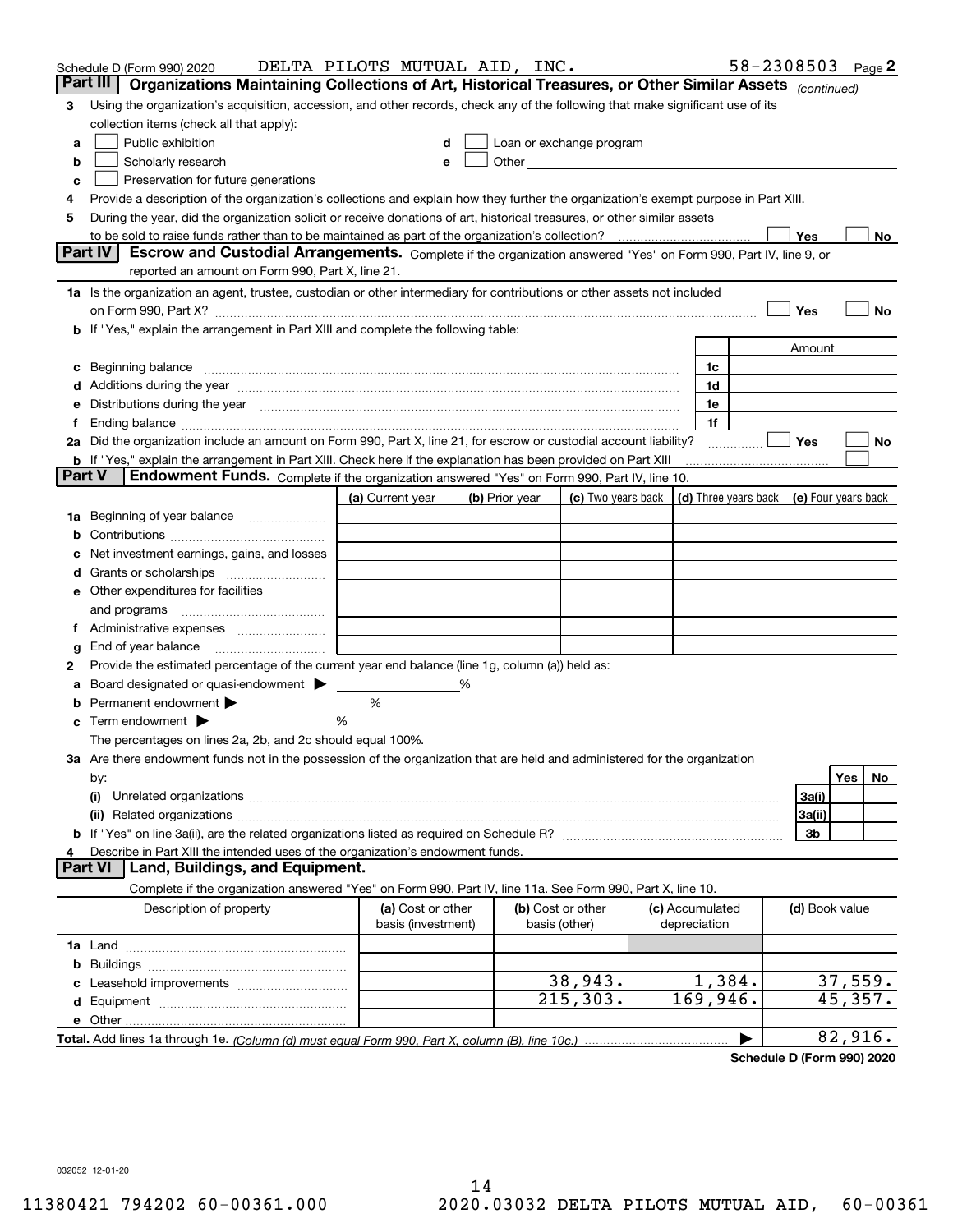Schedule D (Form 990) 2020 DELTA PILOTS MUTUAL AID, INC. 58-2308503 Page 2

## Part III Organizations Maintaining Collections of Art, Historical Treasures, or Other Similar Assets *(continued)*

**3** Using the organization's acquisition, accession, and other records, check any of the following that make significant use of its collection items (check all that apply):

- **a** ☐ Public exhibition
- **b** ☐ Scholarly research
- **c** ☐ Preservation for future generations
- **d** ☐ Loan or exchange program
- **e** ☐ Other

**4** Provide a description of the organization's collections and explain how they further the organization's exempt purpose in Part XIII.

**5** During the year, did the organization solicit or receive donations of art, historical treasures, or other similar assets to be sold to raise funds rather than to be maintained as part of the organization's collection? ☐ Yes ☐ No

## Part IV Escrow and Custodial Arrangements.

Complete if the organization answered "Yes" on Form 990, Part IV, line 9, or reported an amount on Form 990, Part X, line 21.

**1a** Is the organization an agent, trustee, custodian or other intermediary for contributions or other assets not included on Form 990, Part X? ☐ Yes ☐ No

**b** If "Yes," explain the arrangement in Part XIII and complete the following table:

| | | Amount |
|---|---|---|
| **c** Beginning balance | 1c | |
| **d** Additions during the year | 1d | |
| **e** Distributions during the year | 1e | |
| **f** Ending balance | 1f | |

**2a** Did the organization include an amount on Form 990, Part X, line 21, for escrow or custodial account liability? ☐ Yes ☐ No

**b** If "Yes," explain the arrangement in Part XIII. Check here if the explanation has been provided on Part XIII ☐

## Part V Endowment Funds.

Complete if the organization answered "Yes" on Form 990, Part IV, line 10.

| | (a) Current year | (b) Prior year | (c) Two years back | (d) Three years back | (e) Four years back |
|---|---|---|---|---|---|
| **1a** Beginning of year balance | | | | | |
| **b** Contributions | | | | | |
| **c** Net investment earnings, gains, and losses | | | | | |
| **d** Grants or scholarships | | | | | |
| **e** Other expenditures for facilities and programs | | | | | |
| **f** Administrative expenses | | | | | |
| **g** End of year balance | | | | | |

**2** Provide the estimated percentage of the current year end balance (line 1g, column (a)) held as:

- **a** Board designated or quasi-endowment ▶ ______ %
- **b** Permanent endowment ▶ ______ %
- **c** Term endowment ▶ ______ %

The percentages on lines 2a, 2b, and 2c should equal 100%.

**3a** Are there endowment funds not in the possession of the organization that are held and administered for the organization by:

| | | Yes | No |
|---|---|---|---|
| **(i)** Unrelated organizations | 3a(i) | | |
| **(ii)** Related organizations | 3a(ii) | | |
| **b** If "Yes" on line 3a(ii), are the related organizations listed as required on Schedule R? | 3b | | |

**4** Describe in Part XIII the intended uses of the organization's endowment funds.

## Part VI Land, Buildings, and Equipment.

Complete if the organization answered "Yes" on Form 990, Part IV, line 11a. See Form 990, Part X, line 10.

| Description of property | (a) Cost or other basis (investment) | (b) Cost or other basis (other) | (c) Accumulated depreciation | (d) Book value |
|---|---|---|---|---|
| **1a** Land | | | | |
| **b** Buildings | | | | |
| **c** Leasehold improvements | | 38,943. | 1,384. | 37,559. |
| **d** Equipment | | 215,303. | 169,946. | 45,357. |
| **e** Other | | | | |
| **Total.** Add lines 1a through 1e. *(Column (d) must equal Form 990, Part X, column (B), line 10c.)* | | | ▶ | 82,916. |

**Schedule D (Form 990) 2020**

032052 12-01-20

11380421 794202 60-00361.000 2020.03032 DELTA PILOTS MUTUAL AID, 60-00361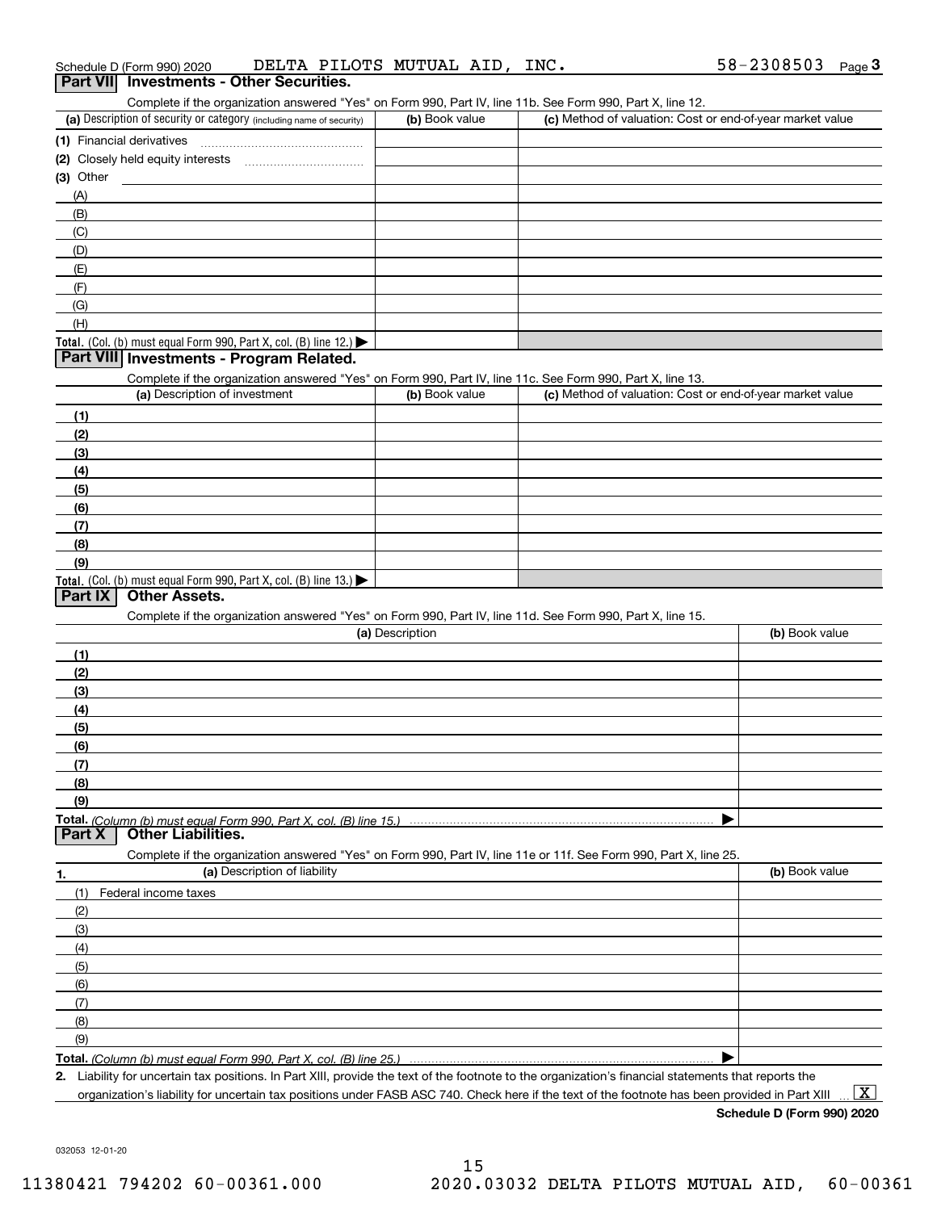Schedule D (Form 990) 2020 DELTA PILOTS MUTUAL AID, INC. 58-2308503 Page 3

## Part VII Investments - Other Securities.

Complete if the organization answered "Yes" on Form 990, Part IV, line 11b. See Form 990, Part X, line 12.

| (a) Description of security or category (including name of security) | (b) Book value | (c) Method of valuation: Cost or end-of-year market value |
|---|---|---|
| (1) Financial derivatives | | |
| (2) Closely held equity interests | | |
| (3) Other | | |
| (A) | | |
| (B) | | |
| (C) | | |
| (D) | | |
| (E) | | |
| (F) | | |
| (G) | | |
| (H) | | |
| **Total.** (Col. (b) must equal Form 990, Part X, col. (B) line 12.) ▶ | | |

## Part VIII Investments - Program Related.

Complete if the organization answered "Yes" on Form 990, Part IV, line 11c. See Form 990, Part X, line 13.

| (a) Description of investment | (b) Book value | (c) Method of valuation: Cost or end-of-year market value |
|---|---|---|
| (1) | | |
| (2) | | |
| (3) | | |
| (4) | | |
| (5) | | |
| (6) | | |
| (7) | | |
| (8) | | |
| (9) | | |
| **Total.** (Col. (b) must equal Form 990, Part X, col. (B) line 13.) ▶ | | |

## Part IX Other Assets.

Complete if the organization answered "Yes" on Form 990, Part IV, line 11d. See Form 990, Part X, line 15.

| (a) Description | (b) Book value |
|---|---|
| (1) | |
| (2) | |
| (3) | |
| (4) | |
| (5) | |
| (6) | |
| (7) | |
| (8) | |
| (9) | |
| **Total.** *(Column (b) must equal Form 990, Part X, col. (B) line 15.)* ▶ | |

## Part X Other Liabilities.

Complete if the organization answered "Yes" on Form 990, Part IV, line 11e or 11f. See Form 990, Part X, line 25.

| 1. (a) Description of liability | (b) Book value |
|---|---|
| (1) Federal income taxes | |
| (2) | |
| (3) | |
| (4) | |
| (5) | |
| (6) | |
| (7) | |
| (8) | |
| (9) | |
| **Total.** *(Column (b) must equal Form 990, Part X, col. (B) line 25.)* ▶ | |

**2.** Liability for uncertain tax positions. In Part XIII, provide the text of the footnote to the organization's financial statements that reports the organization's liability for uncertain tax positions under FASB ASC 740. Check here if the text of the footnote has been provided in Part XIII ... [X]

**Schedule D (Form 990) 2020**

032053 12-01-20

11380421 794202 60-00361.000 2020.03032 DELTA PILOTS MUTUAL AID, 60-00361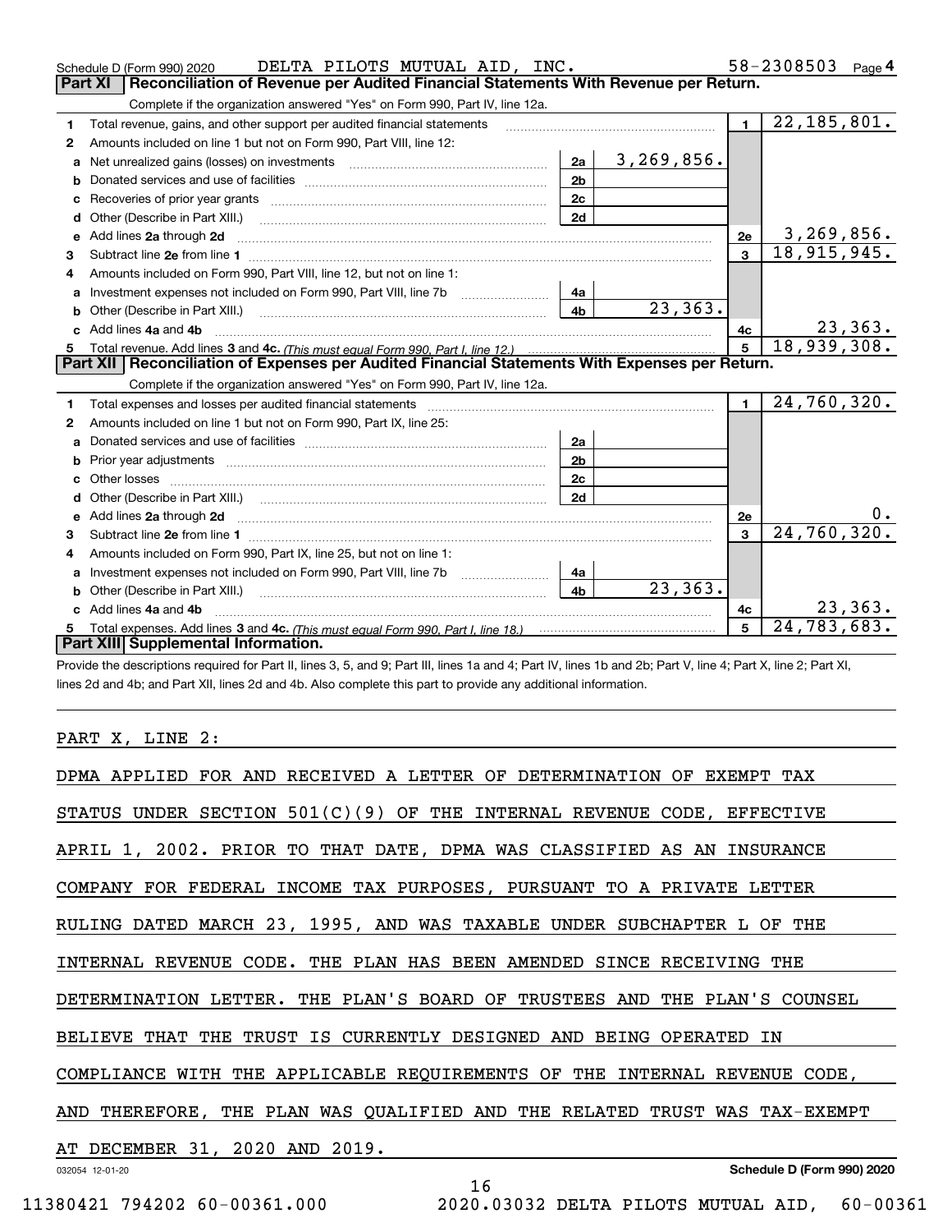Schedule D (Form 990) 2020 DELTA PILOTS MUTUAL AID, INC. 58-2308503 Page 4

## Part XI Reconciliation of Revenue per Audited Financial Statements With Revenue per Return.

Complete if the organization answered "Yes" on Form 990, Part IV, line 12a.

| | | | | | |
|---|---|---|---|---|---|
| 1 | Total revenue, gains, and other support per audited financial statements | | | 1 | 22,185,801. |
| 2 | Amounts included on line 1 but not on Form 990, Part VIII, line 12: | | | | |
| a | Net unrealized gains (losses) on investments | 2a | 3,269,856. | | |
| b | Donated services and use of facilities | 2b | | | |
| c | Recoveries of prior year grants | 2c | | | |
| d | Other (Describe in Part XIII.) | 2d | | | |
| e | Add lines 2a through 2d | | | 2e | 3,269,856. |
| 3 | Subtract line 2e from line 1 | | | 3 | 18,915,945. |
| 4 | Amounts included on Form 990, Part VIII, line 12, but not on line 1: | | | | |
| a | Investment expenses not included on Form 990, Part VIII, line 7b | 4a | | | |
| b | Other (Describe in Part XIII.) | 4b | 23,363. | | |
| c | Add lines 4a and 4b | | | 4c | 23,363. |
| 5 | Total revenue. Add lines 3 and 4c. *(This must equal Form 990, Part I, line 12.)* | | | 5 | 18,939,308. |

## Part XII Reconciliation of Expenses per Audited Financial Statements With Expenses per Return.

Complete if the organization answered "Yes" on Form 990, Part IV, line 12a.

| | | | | | |
|---|---|---|---|---|---|
| 1 | Total expenses and losses per audited financial statements | | | 1 | 24,760,320. |
| 2 | Amounts included on line 1 but not on Form 990, Part IX, line 25: | | | | |
| a | Donated services and use of facilities | 2a | | | |
| b | Prior year adjustments | 2b | | | |
| c | Other losses | 2c | | | |
| d | Other (Describe in Part XIII.) | 2d | | | |
| e | Add lines 2a through 2d | | | 2e | 0. |
| 3 | Subtract line 2e from line 1 | | | 3 | 24,760,320. |
| 4 | Amounts included on Form 990, Part IX, line 25, but not on line 1: | | | | |
| a | Investment expenses not included on Form 990, Part VIII, line 7b | 4a | | | |
| b | Other (Describe in Part XIII.) | 4b | 23,363. | | |
| c | Add lines 4a and 4b | | | 4c | 23,363. |
| 5 | Total expenses. Add lines 3 and 4c. *(This must equal Form 990, Part I, line 18.)* | | | 5 | 24,783,683. |

## Part XIII Supplemental Information.

Provide the descriptions required for Part II, lines 3, 5, and 9; Part III, lines 1a and 4; Part IV, lines 1b and 2b; Part V, line 4; Part X, line 2; Part XI, lines 2d and 4b; and Part XII, lines 2d and 4b. Also complete this part to provide any additional information.

PART X, LINE 2:

DPMA APPLIED FOR AND RECEIVED A LETTER OF DETERMINATION OF EXEMPT TAX STATUS UNDER SECTION 501(C)(9) OF THE INTERNAL REVENUE CODE, EFFECTIVE APRIL 1, 2002. PRIOR TO THAT DATE, DPMA WAS CLASSIFIED AS AN INSURANCE COMPANY FOR FEDERAL INCOME TAX PURPOSES, PURSUANT TO A PRIVATE LETTER RULING DATED MARCH 23, 1995, AND WAS TAXABLE UNDER SUBCHAPTER L OF THE INTERNAL REVENUE CODE. THE PLAN HAS BEEN AMENDED SINCE RECEIVING THE DETERMINATION LETTER. THE PLAN'S BOARD OF TRUSTEES AND THE PLAN'S COUNSEL BELIEVE THAT THE TRUST IS CURRENTLY DESIGNED AND BEING OPERATED IN COMPLIANCE WITH THE APPLICABLE REQUIREMENTS OF THE INTERNAL REVENUE CODE, AND THEREFORE, THE PLAN WAS QUALIFIED AND THE RELATED TRUST WAS TAX-EXEMPT AT DECEMBER 31, 2020 AND 2019.

032054 12-01-20 Schedule D (Form 990) 2020

11380421 794202 60-00361.000 2020.03032 DELTA PILOTS MUTUAL AID, 60-00361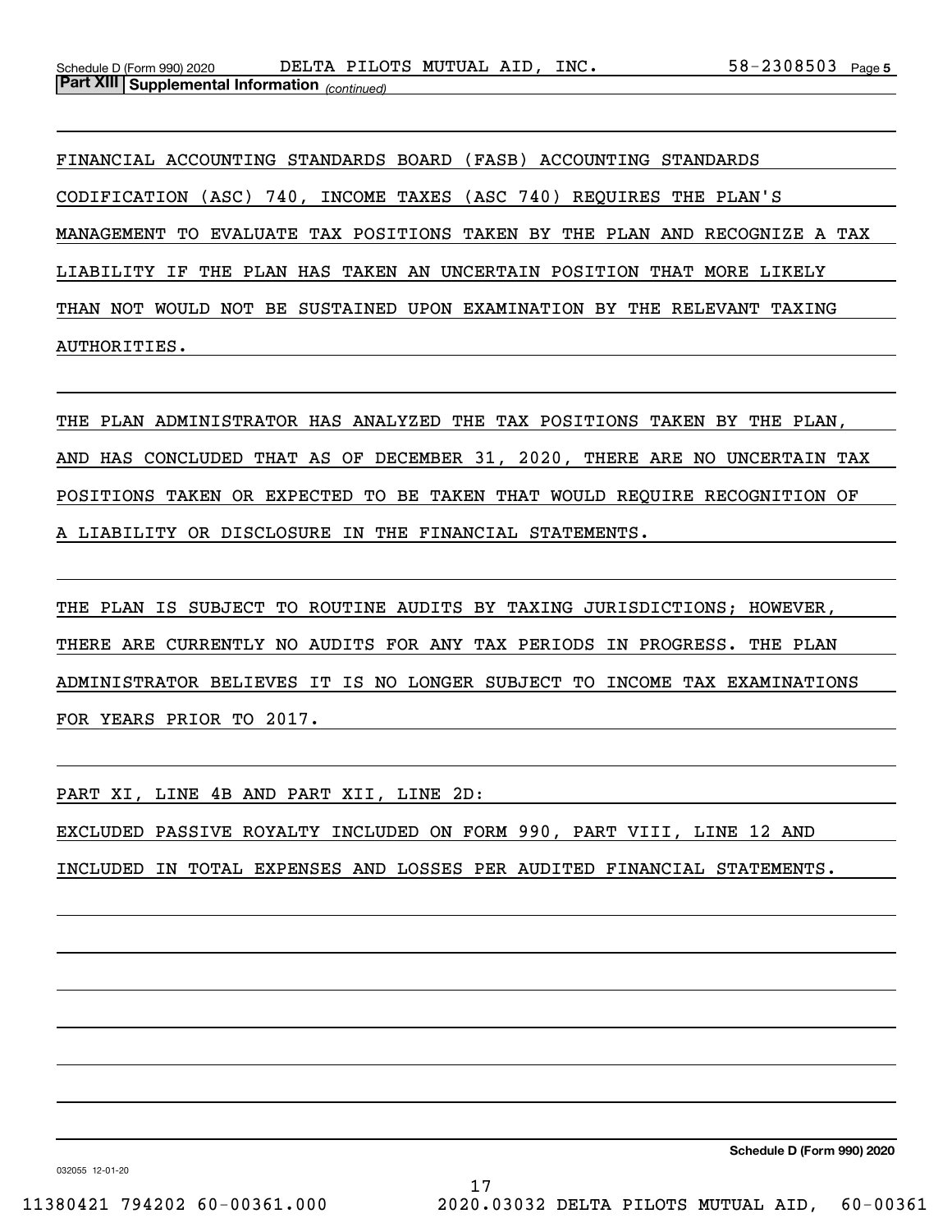**Part XIII | Supplemental Information** *(continued)*

FINANCIAL ACCOUNTING STANDARDS BOARD (FASB) ACCOUNTING STANDARDS CODIFICATION (ASC) 740, INCOME TAXES (ASC 740) REQUIRES THE PLAN'S MANAGEMENT TO EVALUATE TAX POSITIONS TAKEN BY THE PLAN AND RECOGNIZE A TAX LIABILITY IF THE PLAN HAS TAKEN AN UNCERTAIN POSITION THAT MORE LIKELY THAN NOT WOULD NOT BE SUSTAINED UPON EXAMINATION BY THE RELEVANT TAXING AUTHORITIES.

THE PLAN ADMINISTRATOR HAS ANALYZED THE TAX POSITIONS TAKEN BY THE PLAN, AND HAS CONCLUDED THAT AS OF DECEMBER 31, 2020, THERE ARE NO UNCERTAIN TAX POSITIONS TAKEN OR EXPECTED TO BE TAKEN THAT WOULD REQUIRE RECOGNITION OF A LIABILITY OR DISCLOSURE IN THE FINANCIAL STATEMENTS.

THE PLAN IS SUBJECT TO ROUTINE AUDITS BY TAXING JURISDICTIONS; HOWEVER, THERE ARE CURRENTLY NO AUDITS FOR ANY TAX PERIODS IN PROGRESS. THE PLAN ADMINISTRATOR BELIEVES IT IS NO LONGER SUBJECT TO INCOME TAX EXAMINATIONS FOR YEARS PRIOR TO 2017.

PART XI, LINE 4B AND PART XII, LINE 2D:

EXCLUDED PASSIVE ROYALTY INCLUDED ON FORM 990, PART VIII, LINE 12 AND INCLUDED IN TOTAL EXPENSES AND LOSSES PER AUDITED FINANCIAL STATEMENTS.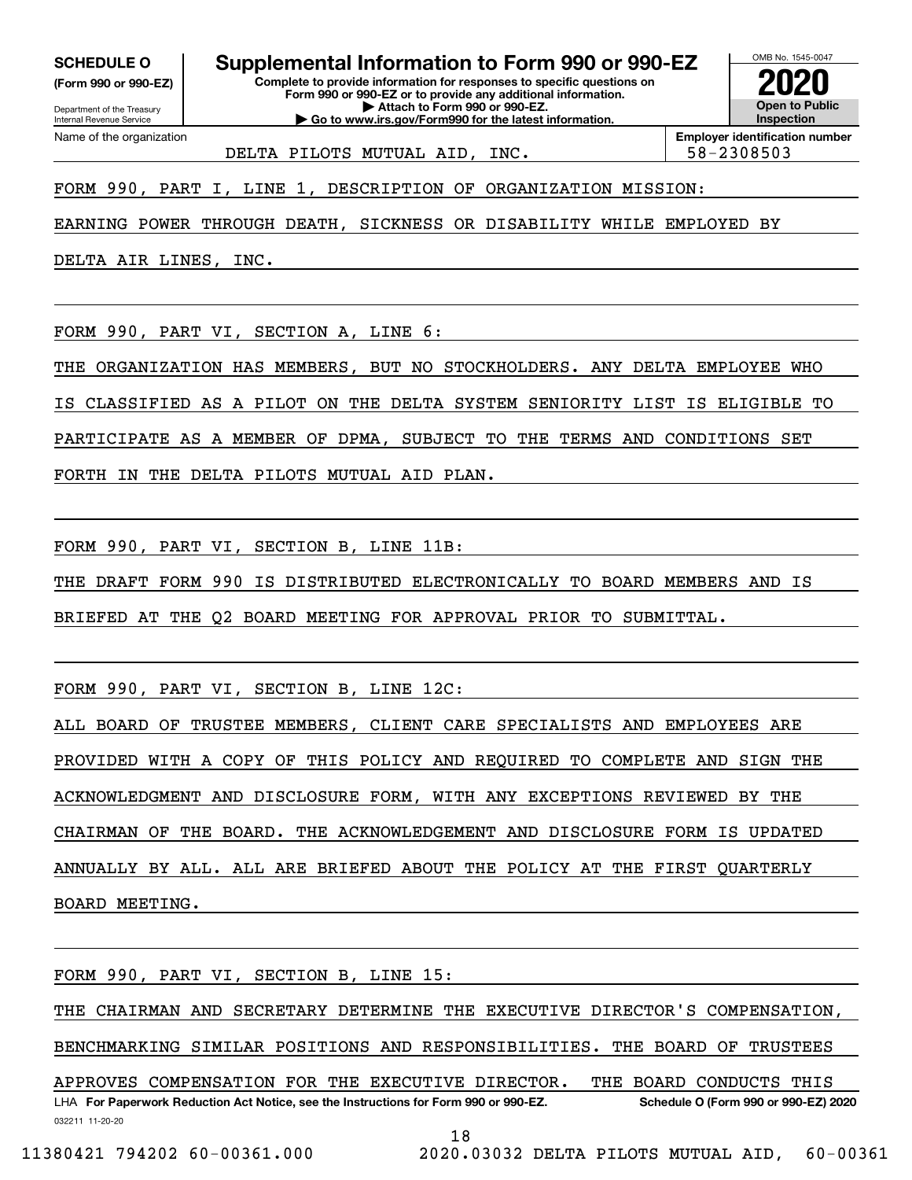**SCHEDULE O** (Form 990 or 990-EZ)

Department of the Treasury
Internal Revenue Service

# Supplemental Information to Form 990 or 990-EZ

**Complete to provide information for responses to specific questions on Form 990 or 990-EZ or to provide any additional information.**
**▶ Attach to Form 990 or 990-EZ.**
**▶ Go to www.irs.gov/Form990 for the latest information.**

OMB No. 1545-0047

**2020**

**Open to Public Inspection**

Name of the organization: DELTA PILOTS MUTUAL AID, INC.

**Employer identification number:** 58-2308503

FORM 990, PART I, LINE 1, DESCRIPTION OF ORGANIZATION MISSION:

EARNING POWER THROUGH DEATH, SICKNESS OR DISABILITY WHILE EMPLOYED BY DELTA AIR LINES, INC.

FORM 990, PART VI, SECTION A, LINE 6:

THE ORGANIZATION HAS MEMBERS, BUT NO STOCKHOLDERS. ANY DELTA EMPLOYEE WHO IS CLASSIFIED AS A PILOT ON THE DELTA SYSTEM SENIORITY LIST IS ELIGIBLE TO PARTICIPATE AS A MEMBER OF DPMA, SUBJECT TO THE TERMS AND CONDITIONS SET FORTH IN THE DELTA PILOTS MUTUAL AID PLAN.

FORM 990, PART VI, SECTION B, LINE 11B:

THE DRAFT FORM 990 IS DISTRIBUTED ELECTRONICALLY TO BOARD MEMBERS AND IS BRIEFED AT THE Q2 BOARD MEETING FOR APPROVAL PRIOR TO SUBMITTAL.

FORM 990, PART VI, SECTION B, LINE 12C:

ALL BOARD OF TRUSTEE MEMBERS, CLIENT CARE SPECIALISTS AND EMPLOYEES ARE PROVIDED WITH A COPY OF THIS POLICY AND REQUIRED TO COMPLETE AND SIGN THE ACKNOWLEDGMENT AND DISCLOSURE FORM, WITH ANY EXCEPTIONS REVIEWED BY THE CHAIRMAN OF THE BOARD. THE ACKNOWLEDGEMENT AND DISCLOSURE FORM IS UPDATED ANNUALLY BY ALL. ALL ARE BRIEFED ABOUT THE POLICY AT THE FIRST QUARTERLY BOARD MEETING.

FORM 990, PART VI, SECTION B, LINE 15:

THE CHAIRMAN AND SECRETARY DETERMINE THE EXECUTIVE DIRECTOR'S COMPENSATION, BENCHMARKING SIMILAR POSITIONS AND RESPONSIBILITIES. THE BOARD OF TRUSTEES APPROVES COMPENSATION FOR THE EXECUTIVE DIRECTOR.  THE BOARD CONDUCTS THIS

LHA **For Paperwork Reduction Act Notice, see the Instructions for Form 990 or 990-EZ.** **Schedule O (Form 990 or 990-EZ) 2020**

032211 11-20-20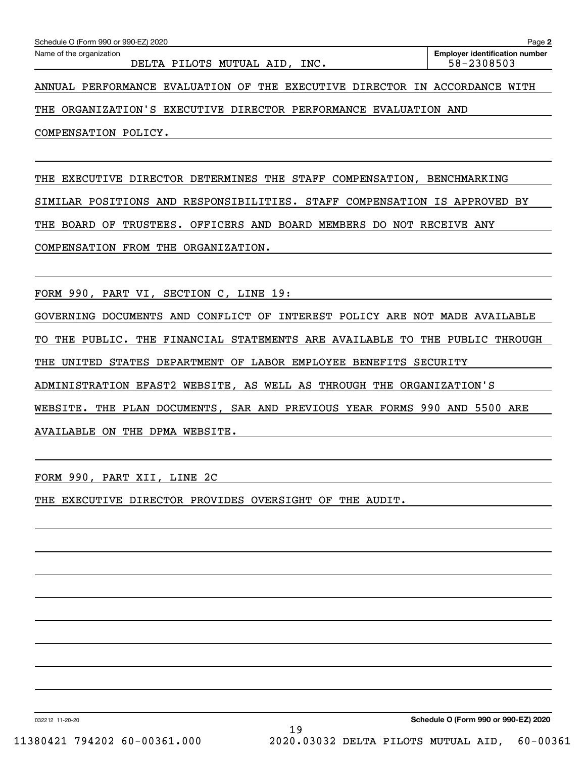Schedule O (Form 990 or 990-EZ) 2020

Name of the organization: DELTA PILOTS MUTUAL AID, INC.

Employer identification number: 58-2308503

ANNUAL PERFORMANCE EVALUATION OF THE EXECUTIVE DIRECTOR IN ACCORDANCE WITH THE ORGANIZATION'S EXECUTIVE DIRECTOR PERFORMANCE EVALUATION AND COMPENSATION POLICY.

THE EXECUTIVE DIRECTOR DETERMINES THE STAFF COMPENSATION, BENCHMARKING SIMILAR POSITIONS AND RESPONSIBILITIES. STAFF COMPENSATION IS APPROVED BY THE BOARD OF TRUSTEES. OFFICERS AND BOARD MEMBERS DO NOT RECEIVE ANY COMPENSATION FROM THE ORGANIZATION.

FORM 990, PART VI, SECTION C, LINE 19:

GOVERNING DOCUMENTS AND CONFLICT OF INTEREST POLICY ARE NOT MADE AVAILABLE TO THE PUBLIC. THE FINANCIAL STATEMENTS ARE AVAILABLE TO THE PUBLIC THROUGH THE UNITED STATES DEPARTMENT OF LABOR EMPLOYEE BENEFITS SECURITY ADMINISTRATION EFAST2 WEBSITE, AS WELL AS THROUGH THE ORGANIZATION'S WEBSITE. THE PLAN DOCUMENTS, SAR AND PREVIOUS YEAR FORMS 990 AND 5500 ARE AVAILABLE ON THE DPMA WEBSITE.

FORM 990, PART XII, LINE 2C

THE EXECUTIVE DIRECTOR PROVIDES OVERSIGHT OF THE AUDIT.

032212 11-20-20

Schedule O (Form 990 or 990-EZ) 2020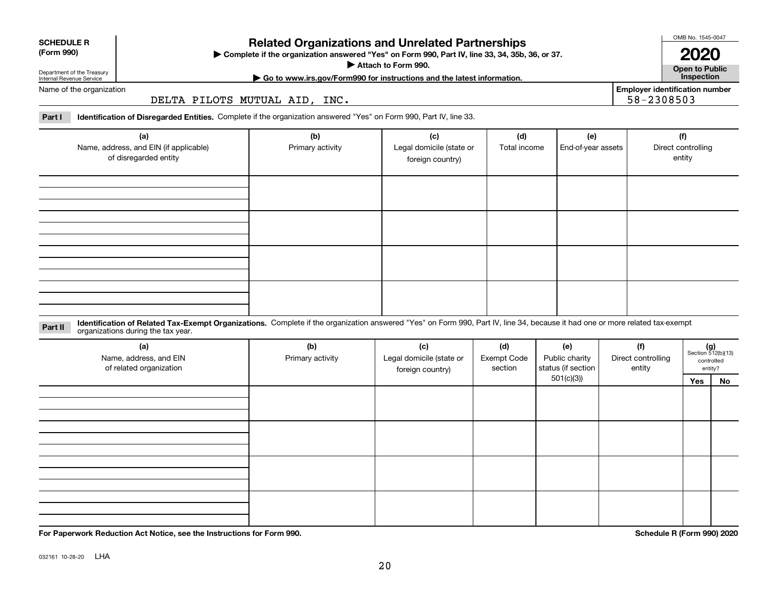**SCHEDULE R (Form 990)**

Department of the Treasury
Internal Revenue Service

# Related Organizations and Unrelated Partnerships

▶ Complete if the organization answered "Yes" on Form 990, Part IV, line 33, 34, 35b, 36, or 37.
▶ Attach to Form 990.
▶ Go to www.irs.gov/Form990 for instructions and the latest information.

OMB No. 1545-0047
**2020**
**Open to Public Inspection**

Name of the organization: DELTA PILOTS MUTUAL AID, INC.

Employer identification number: 58-2308503

**Part I** **Identification of Disregarded Entities.** Complete if the organization answered "Yes" on Form 990, Part IV, line 33.

| (a) Name, address, and EIN (if applicable) of disregarded entity | (b) Primary activity | (c) Legal domicile (state or foreign country) | (d) Total income | (e) End-of-year assets | (f) Direct controlling entity |
|---|---|---|---|---|---|
| | | | | | |
| | | | | | |
| | | | | | |
| | | | | | |

**Part II** **Identification of Related Tax-Exempt Organizations.** Complete if the organization answered "Yes" on Form 990, Part IV, line 34, because it had one or more related tax-exempt organizations during the tax year.

| (a) Name, address, and EIN of related organization | (b) Primary activity | (c) Legal domicile (state or foreign country) | (d) Exempt Code section | (e) Public charity status (if section 501(c)(3)) | (f) Direct controlling entity | (g) Section 512(b)(13) controlled entity? Yes | No |
|---|---|---|---|---|---|---|---|
| | | | | | | | |
| | | | | | | | |
| | | | | | | | |
| | | | | | | | |

**For Paperwork Reduction Act Notice, see the Instructions for Form 990.**

**Schedule R (Form 990) 2020**

032161 10-28-20 LHA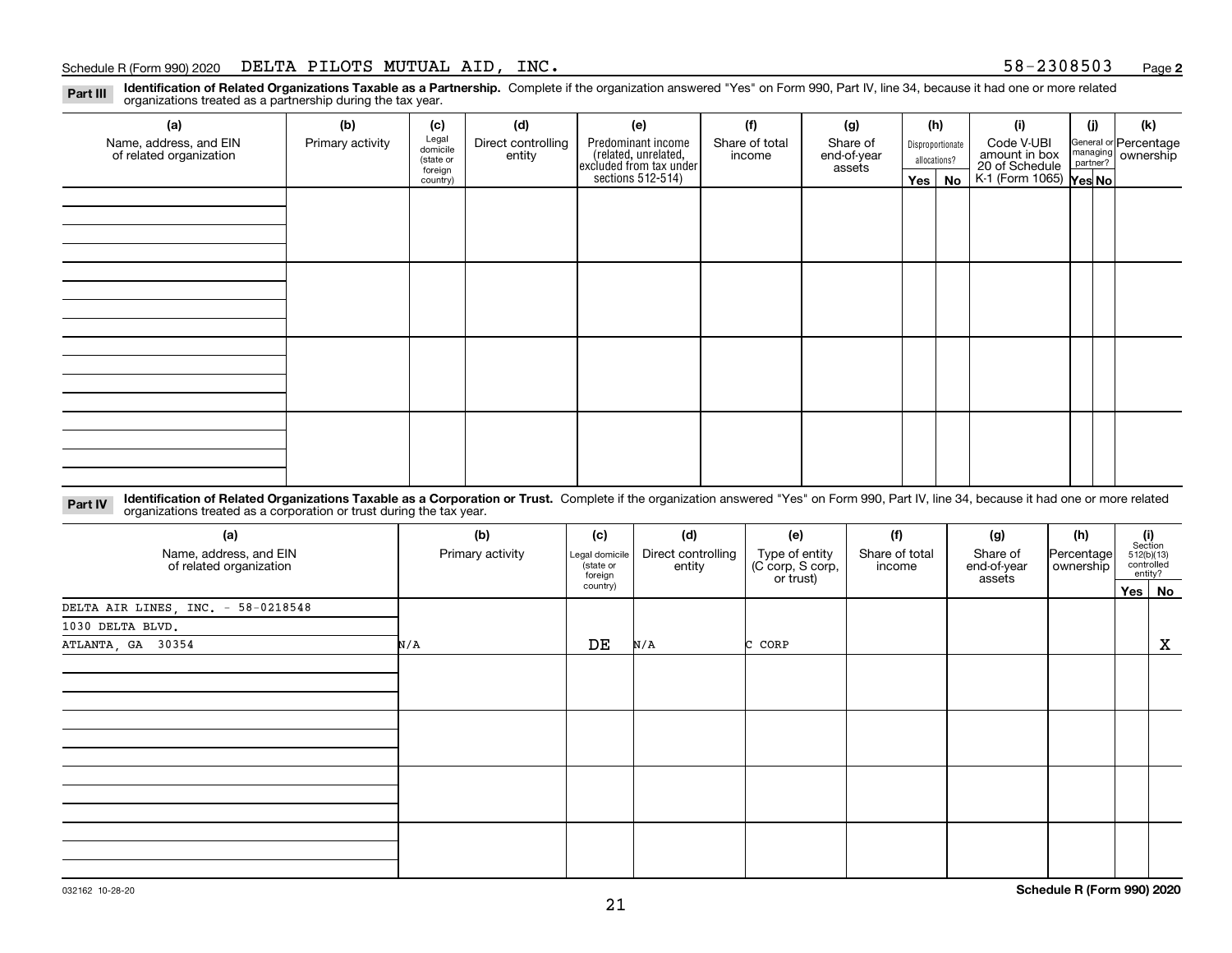Schedule R (Form 990) 2020 DELTA PILOTS MUTUAL AID, INC. 58-2308503 Page **2**

**Part III** **Identification of Related Organizations Taxable as a Partnership.** Complete if the organization answered "Yes" on Form 990, Part IV, line 34, because it had one or more related organizations treated as a partnership during the tax year.

| (a) Name, address, and EIN of related organization | (b) Primary activity | (c) Legal domicile (state or foreign country) | (d) Direct controlling entity | (e) Predominant income (related, unrelated, excluded from tax under sections 512-514) | (f) Share of total income | (g) Share of end-of-year assets | (h) Disproportionate allocations? Yes | No | (i) Code V-UBI amount in box 20 of Schedule K-1 (Form 1065) | (j) General or managing partner? Yes | No | (k) Percentage ownership |
|---|---|---|---|---|---|---|---|---|---|---|---|---|
| | | | | | | | | | | | | |
| | | | | | | | | | | | | |
| | | | | | | | | | | | | |
| | | | | | | | | | | | | |

**Part IV** **Identification of Related Organizations Taxable as a Corporation or Trust.** Complete if the organization answered "Yes" on Form 990, Part IV, line 34, because it had one or more related organizations treated as a corporation or trust during the tax year.

| (a) Name, address, and EIN of related organization | (b) Primary activity | (c) Legal domicile (state or foreign country) | (d) Direct controlling entity | (e) Type of entity (C corp, S corp, or trust) | (f) Share of total income | (g) Share of end-of-year assets | (h) Percentage ownership | (i) Section 512(b)(13) controlled entity? Yes | No |
|---|---|---|---|---|---|---|---|---|---|
| DELTA AIR LINES, INC. - 58-0218548<br>1030 DELTA BLVD.<br>ATLANTA, GA 30354 | N/A | DE | N/A | C CORP | | | | | X |
| | | | | | | | | | |
| | | | | | | | | | |
| | | | | | | | | | |
| | | | | | | | | | |

032162 10-28-20

**Schedule R (Form 990) 2020**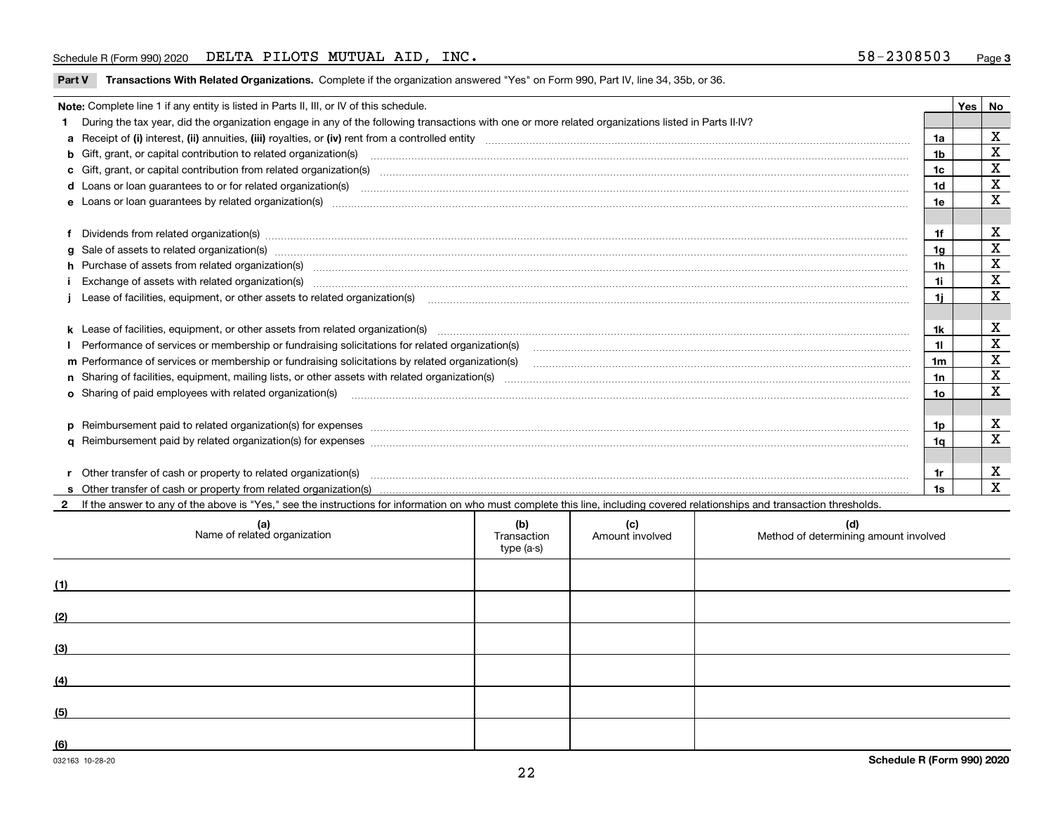Schedule R (Form 990) 2020 DELTA PILOTS MUTUAL AID, INC. 58-2308503 Page 3

**Part V Transactions With Related Organizations.** Complete if the organization answered "Yes" on Form 990, Part IV, line 34, 35b, or 36.

| Note: Complete line 1 if any entity is listed in Parts II, III, or IV of this schedule. | | Yes | No |
|---|---|---|---|
| **1** During the tax year, did the organization engage in any of the following transactions with one or more related organizations listed in Parts II-IV? | | | |
| **a** Receipt of (i) interest, (ii) annuities, (iii) royalties, or (iv) rent from a controlled entity | 1a | | X |
| **b** Gift, grant, or capital contribution to related organization(s) | 1b | | X |
| **c** Gift, grant, or capital contribution from related organization(s) | 1c | | X |
| **d** Loans or loan guarantees to or for related organization(s) | 1d | | X |
| **e** Loans or loan guarantees by related organization(s) | 1e | | X |
| **f** Dividends from related organization(s) | 1f | | X |
| **g** Sale of assets to related organization(s) | 1g | | X |
| **h** Purchase of assets from related organization(s) | 1h | | X |
| **i** Exchange of assets with related organization(s) | 1i | | X |
| **j** Lease of facilities, equipment, or other assets to related organization(s) | 1j | | X |
| **k** Lease of facilities, equipment, or other assets from related organization(s) | 1k | | X |
| **l** Performance of services or membership or fundraising solicitations for related organization(s) | 1l | | X |
| **m** Performance of services or membership or fundraising solicitations by related organization(s) | 1m | | X |
| **n** Sharing of facilities, equipment, mailing lists, or other assets with related organization(s) | 1n | | X |
| **o** Sharing of paid employees with related organization(s) | 1o | | X |
| **p** Reimbursement paid to related organization(s) for expenses | 1p | | X |
| **q** Reimbursement paid by related organization(s) for expenses | 1q | | X |
| **r** Other transfer of cash or property to related organization(s) | 1r | | X |
| **s** Other transfer of cash or property from related organization(s) | 1s | | X |

**2** If the answer to any of the above is "Yes," see the instructions for information on who must complete this line, including covered relationships and transaction thresholds.

| | (a) Name of related organization | (b) Transaction type (a-s) | (c) Amount involved | (d) Method of determining amount involved |
|---|---|---|---|---|
| (1) | | | | |
| (2) | | | | |
| (3) | | | | |
| (4) | | | | |
| (5) | | | | |
| (6) | | | | |

032163 10-28-20 Schedule R (Form 990) 2020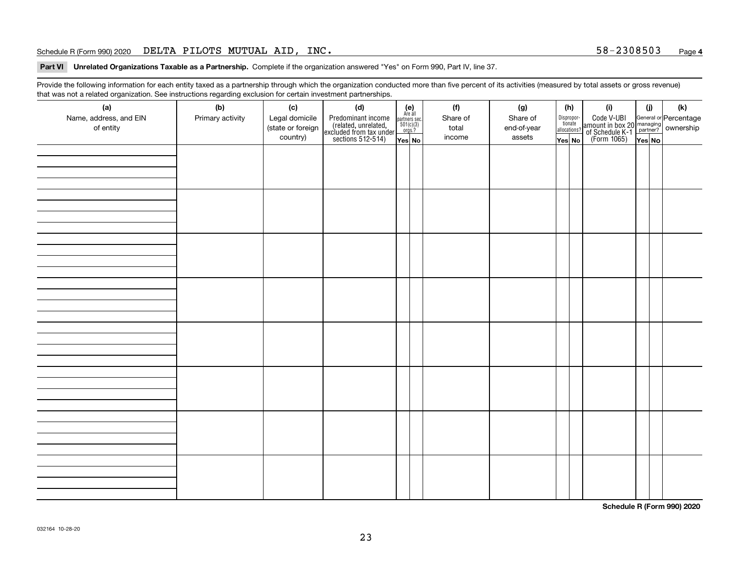Schedule R (Form 990) 2020 DELTA PILOTS MUTUAL AID, INC. 58-2308503 Page **4**

**Part VI Unrelated Organizations Taxable as a Partnership.** Complete if the organization answered "Yes" on Form 990, Part IV, line 37.

Provide the following information for each entity taxed as a partnership through which the organization conducted more than five percent of its activities (measured by total assets or gross revenue) that was not a related organization. See instructions regarding exclusion for certain investment partnerships.

| (a) Name, address, and EIN of entity | (b) Primary activity | (c) Legal domicile (state or foreign country) | (d) Predominant income (related, unrelated, excluded from tax under sections 512-514) | (e) Are all partners sec. 501(c)(3) orgs.? Yes | (e) No | (f) Share of total income | (g) Share of end-of-year assets | (h) Disproportionate allocations? Yes | (h) No | (i) Code V-UBI amount in box 20 of Schedule K-1 (Form 1065) | (j) General or managing partner? Yes | (j) No | (k) Percentage ownership |
|---|---|---|---|---|---|---|---|---|---|---|---|---|---|
| | | | | | | | | | | | | | |
| | | | | | | | | | | | | | |
| | | | | | | | | | | | | | |
| | | | | | | | | | | | | | |
| | | | | | | | | | | | | | |
| | | | | | | | | | | | | | |
| | | | | | | | | | | | | | |
| | | | | | | | | | | | | | |

**Schedule R (Form 990) 2020**

032164 10-28-20